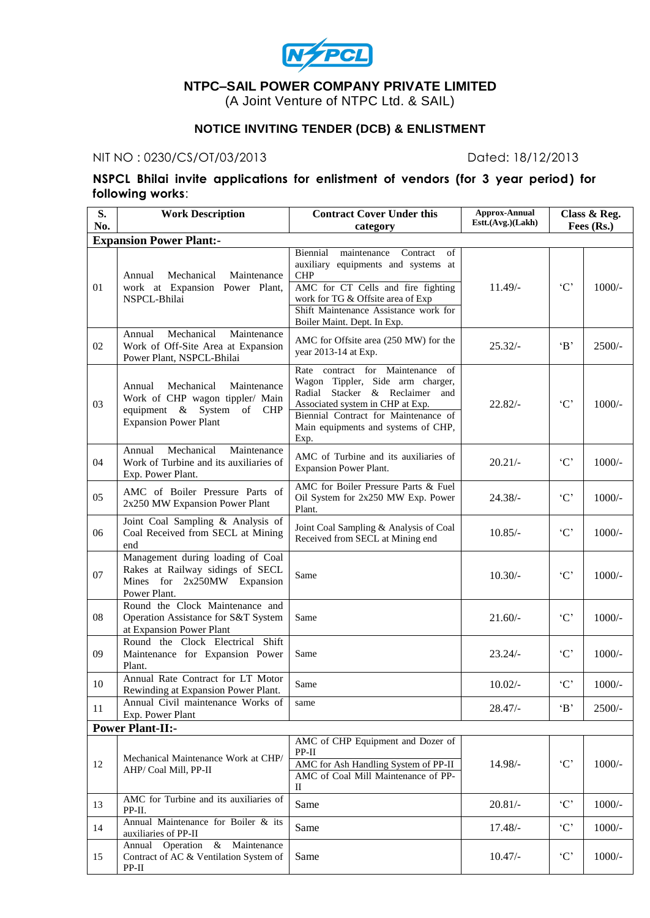# NTPC–SAIL POWER COMPANY PRIVATE LIMITED

(A Joint Venture of NTPC Ltd. & SAIL)

## NOTICE INVITING TENDER (DCB) & ENLISTMENT

NIT NO : 0230/CS/OT/03/2013 Dated: 18/12/2013

**NSPCL Bhilai invite applications for enlistment of vendors (for 3 year period) for following works**:

| S. No. | Work Description | Contract Cover Under this category | Approx-Annual Estt.(Avg.)(Lakh) | Class & Reg. Fees (Rs.) | |
|---|---|---|---|---|---|
| **Expansion Power Plant:-** | | | | | |
| 01 | Annual Mechanical Maintenance work at Expansion Power Plant, NSPCL-Bhilai | Biennial maintenance Contract of auxiliary equipments and systems at CHP<br>AMC for CT Cells and fire fighting work for TG & Offsite area of Exp<br>Shift Maintenance Assistance work for Boiler Maint. Dept. In Exp. | 11.49/- | 'C' | 1000/- |
| 02 | Annual Mechanical Maintenance Work of Off-Site Area at Expansion Power Plant, NSPCL-Bhilai | AMC for Offsite area (250 MW) for the year 2013-14 at Exp. | 25.32/- | 'B' | 2500/- |
| 03 | Annual Mechanical Maintenance Work of CHP wagon tippler/ Main equipment & System of CHP Expansion Power Plant | Rate contract for Maintenance of Wagon Tippler, Side arm charger, Radial Stacker & Reclaimer and Associated system in CHP at Exp.<br>Biennial Contract for Maintenance of Main equipments and systems of CHP, Exp. | 22.82/- | 'C' | 1000/- |
| 04 | Annual Mechanical Maintenance Work of Turbine and its auxiliaries of Exp. Power Plant. | AMC of Turbine and its auxiliaries of Expansion Power Plant. | 20.21/- | 'C' | 1000/- |
| 05 | AMC of Boiler Pressure Parts of 2x250 MW Expansion Power Plant | AMC for Boiler Pressure Parts & Fuel Oil System for 2x250 MW Exp. Power Plant. | 24.38/- | 'C' | 1000/- |
| 06 | Joint Coal Sampling & Analysis of Coal Received from SECL at Mining end | Joint Coal Sampling & Analysis of Coal Received from SECL at Mining end | 10.85/- | 'C' | 1000/- |
| 07 | Management during loading of Coal Rakes at Railway sidings of SECL Mines for 2x250MW Expansion Power Plant. | Same | 10.30/- | 'C' | 1000/- |
| 08 | Round the Clock Maintenance and Operation Assistance for S&T System at Expansion Power Plant | Same | 21.60/- | 'C' | 1000/- |
| 09 | Round the Clock Electrical Shift Maintenance for Expansion Power Plant. | Same | 23.24/- | 'C' | 1000/- |
| 10 | Annual Rate Contract for LT Motor Rewinding at Expansion Power Plant. | Same | 10.02/- | 'C' | 1000/- |
| 11 | Annual Civil maintenance Works of Exp. Power Plant | same | 28.47/- | 'B' | 2500/- |
| **Power Plant-II:-** | | | | | |
| 12 | Mechanical Maintenance Work at CHP/ AHP/ Coal Mill, PP-II | AMC of CHP Equipment and Dozer of PP-II<br>AMC for Ash Handling System of PP-II<br>AMC of Coal Mill Maintenance of PP-II | 14.98/- | 'C' | 1000/- |
| 13 | AMC for Turbine and its auxiliaries of PP-II. | Same | 20.81/- | 'C' | 1000/- |
| 14 | Annual Maintenance for Boiler & its auxiliaries of PP-II | Same | 17.48/- | 'C' | 1000/- |
| 15 | Annual Operation & Maintenance Contract of AC & Ventilation System of PP-II | Same | 10.47/- | 'C' | 1000/- |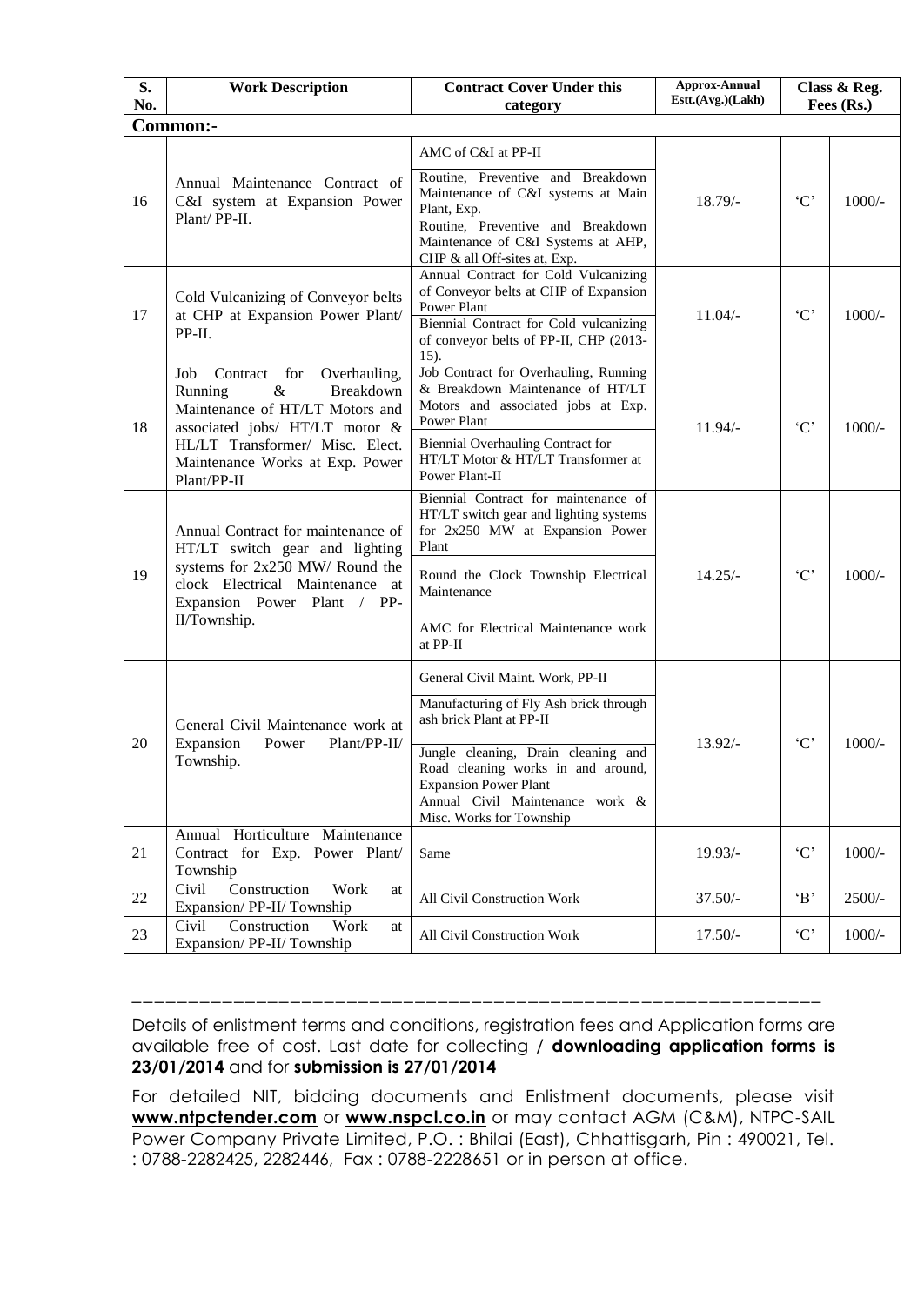| S. No. | Work Description | Contract Cover Under this category | Approx-Annual Estt.(Avg.)(Lakh) | Class & Reg. Fees (Rs.) | |
|---|---|---|---|---|---|
| **Common:-** | | | | | |
| 16 | Annual Maintenance Contract of C&I system at Expansion Power Plant/ PP-II. | AMC of C&I at PP-II<br>Routine, Preventive and Breakdown Maintenance of C&I systems at Main Plant, Exp.<br>Routine, Preventive and Breakdown Maintenance of C&I Systems at AHP, CHP & all Off-sites at, Exp. | 18.79/- | 'C' | 1000/- |
| 17 | Cold Vulcanizing of Conveyor belts at CHP at Expansion Power Plant/ PP-II. | Annual Contract for Cold Vulcanizing of Conveyor belts at CHP of Expansion Power Plant<br>Biennial Contract for Cold vulcanizing of conveyor belts of PP-II, CHP (2013-15). | 11.04/- | 'C' | 1000/- |
| 18 | Job Contract for Overhauling, Running & Breakdown Maintenance of HT/LT Motors and associated jobs/ HT/LT motor & HL/LT Transformer/ Misc. Elect. Maintenance Works at Exp. Power Plant/PP-II | Job Contract for Overhauling, Running & Breakdown Maintenance of HT/LT Motors and associated jobs at Exp. Power Plant<br>Biennial Overhauling Contract for HT/LT Motor & HT/LT Transformer at Power Plant-II | 11.94/- | 'C' | 1000/- |
| 19 | Annual Contract for maintenance of HT/LT switch gear and lighting systems for 2x250 MW/ Round the clock Electrical Maintenance at Expansion Power Plant / PP-II/Township. | Biennial Contract for maintenance of HT/LT switch gear and lighting systems for 2x250 MW at Expansion Power Plant<br>Round the Clock Township Electrical Maintenance<br>AMC for Electrical Maintenance work at PP-II | 14.25/- | 'C' | 1000/- |
| 20 | General Civil Maintenance work at Expansion Power Plant/PP-II/ Township. | General Civil Maint. Work, PP-II<br>Manufacturing of Fly Ash brick through ash brick Plant at PP-II<br>Jungle cleaning, Drain cleaning and Road cleaning works in and around, Expansion Power Plant<br>Annual Civil Maintenance work & Misc. Works for Township | 13.92/- | 'C' | 1000/- |
| 21 | Annual Horticulture Maintenance Contract for Exp. Power Plant/ Township | Same | 19.93/- | 'C' | 1000/- |
| 22 | Civil Construction Work at Expansion/ PP-II/ Township | All Civil Construction Work | 37.50/- | 'B' | 2500/- |
| 23 | Civil Construction Work at Expansion/ PP-II/ Township | All Civil Construction Work | 17.50/- | 'C' | 1000/- |

---

Details of enlistment terms and conditions, registration fees and Application forms are available free of cost. Last date for collecting **/ downloading application forms is 23/01/2014** and for **submission is 27/01/2014**

For detailed NIT, bidding documents and Enlistment documents, please visit **www.ntpctender.com** or **www.nspcl.co.in** or may contact AGM (C&M), NTPC-SAIL Power Company Private Limited, P.O. : Bhilai (East), Chhattisgarh, Pin : 490021, Tel. : 0788-2282425, 2282446, Fax : 0788-2228651 or in person at office.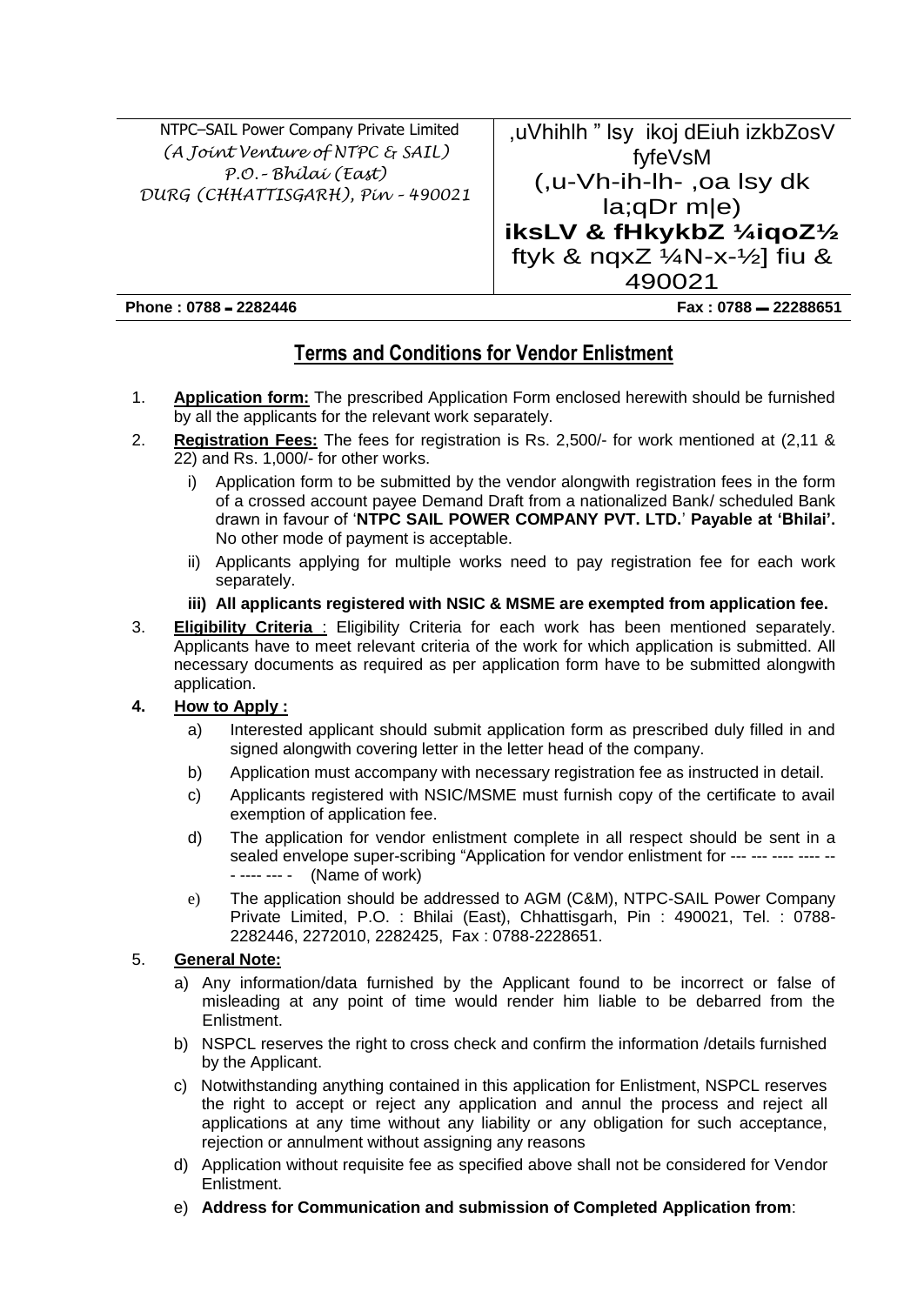| NTPC–SAIL Power Company Private Limited<br>*(A Joint Venture of NTPC & SAIL)*<br>*P.O.- Bhilai (East)*<br>*DURG (CHHATTISGARH), Pin - 490021* | ,uVhihlh " lsy ikoj dEiuh izkbZosV fyfeVsM<br>(,u-Vh-ih-lh- ,oa lsy dk la;qDr m\|e)<br>**iksLV & fHkykbZ ¼iqoZ½**<br>ftyk & nqxZ ¼N-x-½] fiu & 490021 |
| --- | --- |

**Phone : 0788 – 2282446** **Fax : 0788 – 22288651**

## Terms and Conditions for Vendor Enlistment

1. **Application form:** The prescribed Application Form enclosed herewith should be furnished by all the applicants for the relevant work separately.
2. **Registration Fees:** The fees for registration is Rs. 2,500/- for work mentioned at (2,11 & 22) and Rs. 1,000/- for other works.
   i) Application form to be submitted by the vendor alongwith registration fees in the form of a crossed account payee Demand Draft from a nationalized Bank/ scheduled Bank drawn in favour of '**NTPC SAIL POWER COMPANY PVT. LTD.**' **Payable at 'Bhilai'.** No other mode of payment is acceptable.
   ii) Applicants applying for multiple works need to pay registration fee for each work separately.
   **iii) All applicants registered with NSIC & MSME are exempted from application fee.**
3. **Eligibility Criteria** : Eligibility Criteria for each work has been mentioned separately. Applicants have to meet relevant criteria of the work for which application is submitted. All necessary documents as required as per application form have to be submitted alongwith application.
4. **How to Apply :**
   a) Interested applicant should submit application form as prescribed duly filled in and signed alongwith covering letter in the letter head of the company.
   b) Application must accompany with necessary registration fee as instructed in detail.
   c) Applicants registered with NSIC/MSME must furnish copy of the certificate to avail exemption of application fee.
   d) The application for vendor enlistment complete in all respect should be sent in a sealed envelope super-scribing "Application for vendor enlistment for --- --- ---- ---- --- ---- --- - (Name of work)
   e) The application should be addressed to AGM (C&M), NTPC-SAIL Power Company Private Limited, P.O. : Bhilai (East), Chhattisgarh, Pin : 490021, Tel. : 0788-2282446, 2272010, 2282425, Fax : 0788-2228651.
5. **General Note:**
   a) Any information/data furnished by the Applicant found to be incorrect or false of misleading at any point of time would render him liable to be debarred from the Enlistment.
   b) NSPCL reserves the right to cross check and confirm the information /details furnished by the Applicant.
   c) Notwithstanding anything contained in this application for Enlistment, NSPCL reserves the right to accept or reject any application and annul the process and reject all applications at any time without any liability or any obligation for such acceptance, rejection or annulment without assigning any reasons
   d) Application without requisite fee as specified above shall not be considered for Vendor Enlistment.
   e) **Address for Communication and submission of Completed Application from**: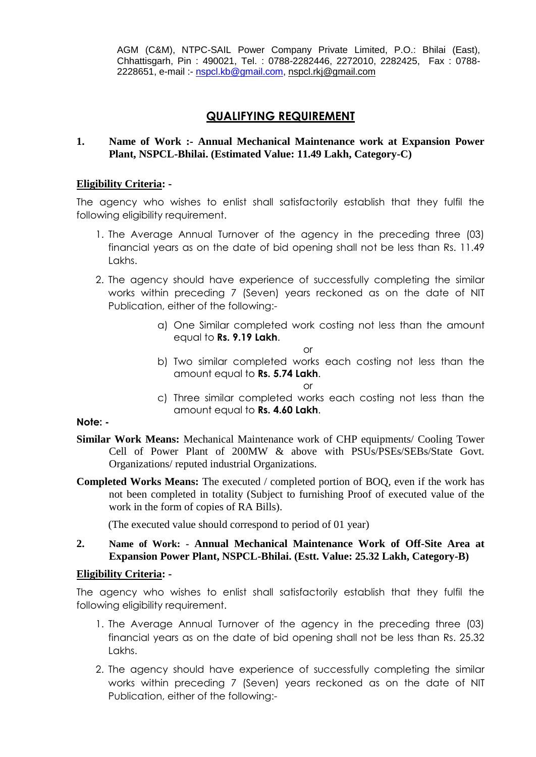AGM (C&M), NTPC-SAIL Power Company Private Limited, P.O.: Bhilai (East), Chhattisgarh, Pin : 490021, Tel. : 0788-2282446, 2272010, 2282425, Fax : 0788-2228651, e-mail :- nspcl.kb@gmail.com, nspcl.rkj@gmail.com

## QUALIFYING REQUIREMENT

**1. Name of Work :- Annual Mechanical Maintenance work at Expansion Power Plant, NSPCL-Bhilai. (Estimated Value: 11.49 Lakh, Category-C)**

**Eligibility Criteria: -**

The agency who wishes to enlist shall satisfactorily establish that they fulfil the following eligibility requirement.

1. The Average Annual Turnover of the agency in the preceding three (03) financial years as on the date of bid opening shall not be less than Rs. 11.49 Lakhs.
2. The agency should have experience of successfully completing the similar works within preceding 7 (Seven) years reckoned as on the date of NIT Publication, either of the following:-
   a) One Similar completed work costing not less than the amount equal to **Rs. 9.19 Lakh**.

      or

   b) Two similar completed works each costing not less than the amount equal to **Rs. 5.74 Lakh**.

      or

   c) Three similar completed works each costing not less than the amount equal to **Rs. 4.60 Lakh**.

**Note: -**

**Similar Work Means:** Mechanical Maintenance work of CHP equipments/ Cooling Tower Cell of Power Plant of 200MW & above with PSUs/PSEs/SEBs/State Govt. Organizations/ reputed industrial Organizations.

**Completed Works Means:** The executed / completed portion of BOQ, even if the work has not been completed in totality (Subject to furnishing Proof of executed value of the work in the form of copies of RA Bills).

(The executed value should correspond to period of 01 year)

**2. Name of Work: - Annual Mechanical Maintenance Work of Off-Site Area at Expansion Power Plant, NSPCL-Bhilai. (Estt. Value: 25.32 Lakh, Category-B)**

**Eligibility Criteria: -**

The agency who wishes to enlist shall satisfactorily establish that they fulfil the following eligibility requirement.

1. The Average Annual Turnover of the agency in the preceding three (03) financial years as on the date of bid opening shall not be less than Rs. 25.32 Lakhs.
2. The agency should have experience of successfully completing the similar works within preceding 7 (Seven) years reckoned as on the date of NIT Publication, either of the following:-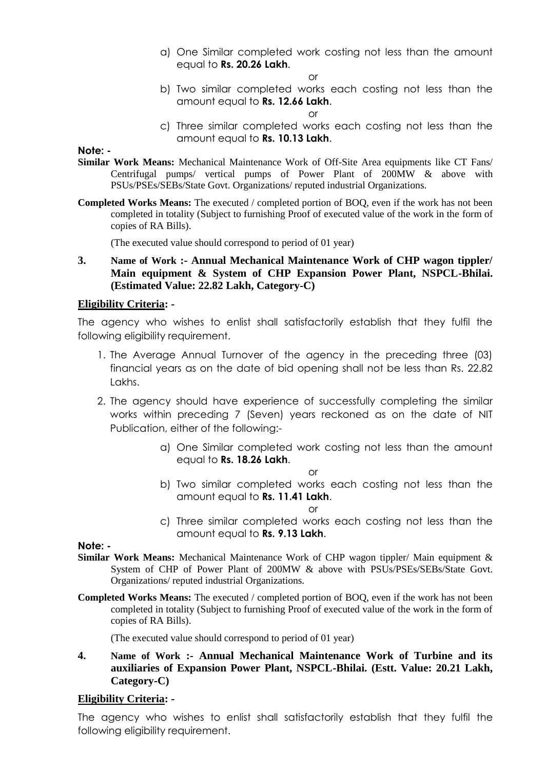a) One Similar completed work costing not less than the amount equal to **Rs. 20.26 Lakh**.

or

b) Two similar completed works each costing not less than the amount equal to **Rs. 12.66 Lakh**.

or

c) Three similar completed works each costing not less than the amount equal to **Rs. 10.13 Lakh**.

**Note: -**

**Similar Work Means:** Mechanical Maintenance Work of Off-Site Area equipments like CT Fans/ Centrifugal pumps/ vertical pumps of Power Plant of 200MW & above with PSUs/PSEs/SEBs/State Govt. Organizations/ reputed industrial Organizations.

**Completed Works Means:** The executed / completed portion of BOQ, even if the work has not been completed in totality (Subject to furnishing Proof of executed value of the work in the form of copies of RA Bills).

(The executed value should correspond to period of 01 year)

**3. Name of Work :- Annual Mechanical Maintenance Work of CHP wagon tippler/ Main equipment & System of CHP Expansion Power Plant, NSPCL-Bhilai. (Estimated Value: 22.82 Lakh, Category-C)**

**<u>Eligibility Criteria</u>: -**

The agency who wishes to enlist shall satisfactorily establish that they fulfil the following eligibility requirement.

1. The Average Annual Turnover of the agency in the preceding three (03) financial years as on the date of bid opening shall not be less than Rs. 22.82 Lakhs.
2. The agency should have experience of successfully completing the similar works within preceding 7 (Seven) years reckoned as on the date of NIT Publication, either of the following:-

a) One Similar completed work costing not less than the amount equal to **Rs. 18.26 Lakh**.

or

b) Two similar completed works each costing not less than the amount equal to **Rs. 11.41 Lakh**.

or

c) Three similar completed works each costing not less than the amount equal to **Rs. 9.13 Lakh**.

**Note: -**

**Similar Work Means:** Mechanical Maintenance Work of CHP wagon tippler/ Main equipment & System of CHP of Power Plant of 200MW & above with PSUs/PSEs/SEBs/State Govt. Organizations/ reputed industrial Organizations.

**Completed Works Means:** The executed / completed portion of BOQ, even if the work has not been completed in totality (Subject to furnishing Proof of executed value of the work in the form of copies of RA Bills).

(The executed value should correspond to period of 01 year)

**4. Name of Work :- Annual Mechanical Maintenance Work of Turbine and its auxiliaries of Expansion Power Plant, NSPCL-Bhilai. (Estt. Value: 20.21 Lakh, Category-C)**

**<u>Eligibility Criteria</u>: -**

The agency who wishes to enlist shall satisfactorily establish that they fulfil the following eligibility requirement.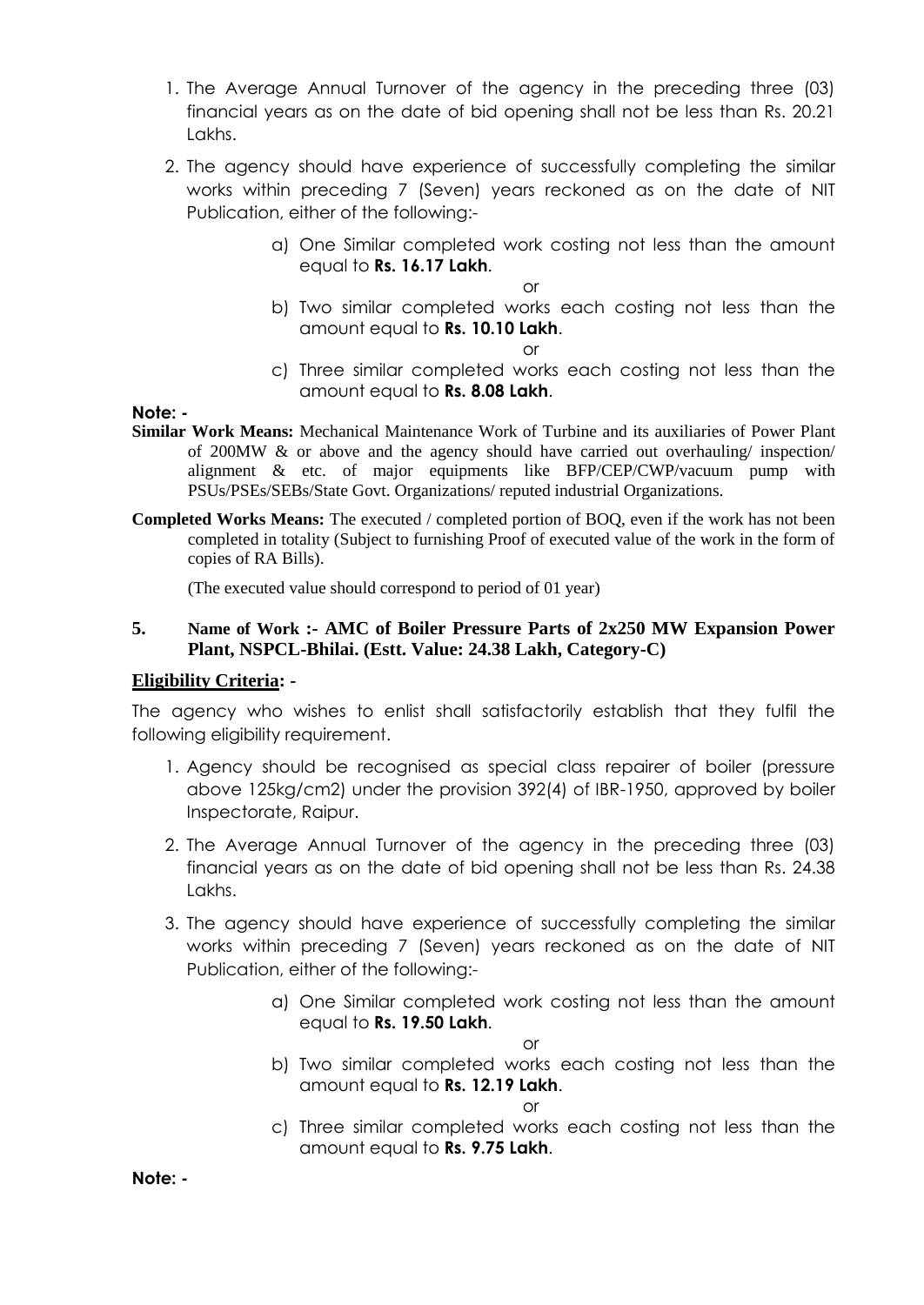1. The Average Annual Turnover of the agency in the preceding three (03) financial years as on the date of bid opening shall not be less than Rs. 20.21 Lakhs.

2. The agency should have experience of successfully completing the similar works within preceding 7 (Seven) years reckoned as on the date of NIT Publication, either of the following:-

   a) One Similar completed work costing not less than the amount equal to **Rs. 16.17 Lakh**.

   or

   b) Two similar completed works each costing not less than the amount equal to **Rs. 10.10 Lakh**.

   or

   c) Three similar completed works each costing not less than the amount equal to **Rs. 8.08 Lakh**.

**Note: -**

**Similar Work Means:** Mechanical Maintenance Work of Turbine and its auxiliaries of Power Plant of 200MW & or above and the agency should have carried out overhauling/ inspection/ alignment & etc. of major equipments like BFP/CEP/CWP/vacuum pump with PSUs/PSEs/SEBs/State Govt. Organizations/ reputed industrial Organizations.

**Completed Works Means:** The executed / completed portion of BOQ, even if the work has not been completed in totality (Subject to furnishing Proof of executed value of the work in the form of copies of RA Bills).

(The executed value should correspond to period of 01 year)

**5. Name of Work :- AMC of Boiler Pressure Parts of 2x250 MW Expansion Power Plant, NSPCL-Bhilai. (Estt. Value: 24.38 Lakh, Category-C)**

**Eligibility Criteria:** -

The agency who wishes to enlist shall satisfactorily establish that they fulfil the following eligibility requirement.

1. Agency should be recognised as special class repairer of boiler (pressure above 125kg/cm2) under the provision 392(4) of IBR-1950, approved by boiler Inspectorate, Raipur.

2. The Average Annual Turnover of the agency in the preceding three (03) financial years as on the date of bid opening shall not be less than Rs. 24.38 Lakhs.

3. The agency should have experience of successfully completing the similar works within preceding 7 (Seven) years reckoned as on the date of NIT Publication, either of the following:-

   a) One Similar completed work costing not less than the amount equal to **Rs. 19.50 Lakh**.

   or

   b) Two similar completed works each costing not less than the amount equal to **Rs. 12.19 Lakh**.

   or

   c) Three similar completed works each costing not less than the amount equal to **Rs. 9.75 Lakh**.

**Note: -**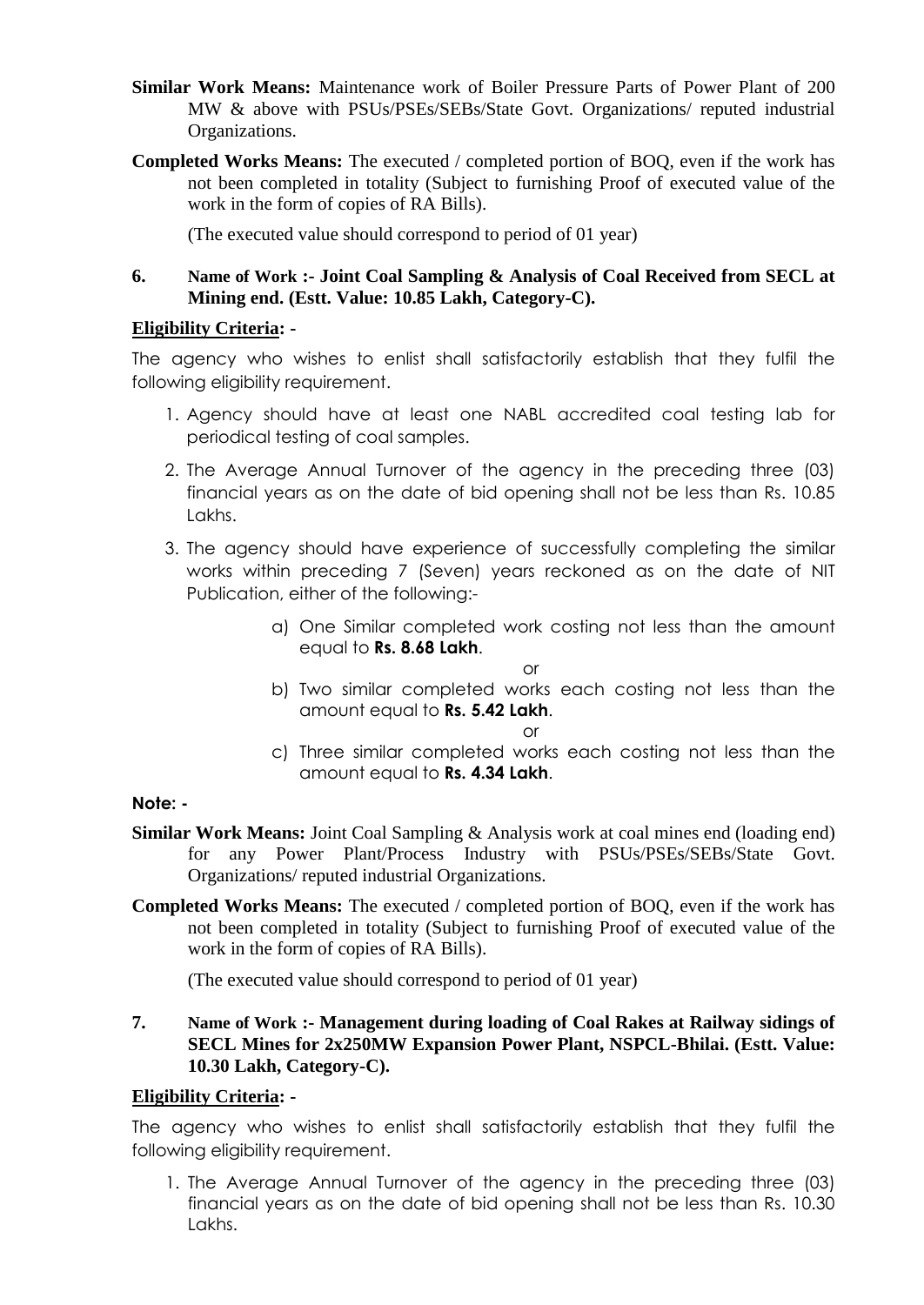**Similar Work Means:** Maintenance work of Boiler Pressure Parts of Power Plant of 200 MW & above with PSUs/PSEs/SEBs/State Govt. Organizations/ reputed industrial Organizations.

**Completed Works Means:** The executed / completed portion of BOQ, even if the work has not been completed in totality (Subject to furnishing Proof of executed value of the work in the form of copies of RA Bills).

(The executed value should correspond to period of 01 year)

**6. Name of Work :- Joint Coal Sampling & Analysis of Coal Received from SECL at Mining end. (Estt. Value: 10.85 Lakh, Category-C).**

**Eligibility Criteria: -**

The agency who wishes to enlist shall satisfactorily establish that they fulfil the following eligibility requirement.

1. Agency should have at least one NABL accredited coal testing lab for periodical testing of coal samples.
2. The Average Annual Turnover of the agency in the preceding three (03) financial years as on the date of bid opening shall not be less than Rs. 10.85 Lakhs.
3. The agency should have experience of successfully completing the similar works within preceding 7 (Seven) years reckoned as on the date of NIT Publication, either of the following:-
    a) One Similar completed work costing not less than the amount equal to **Rs. 8.68 Lakh**.

    or

    b) Two similar completed works each costing not less than the amount equal to **Rs. 5.42 Lakh**.

    or

    c) Three similar completed works each costing not less than the amount equal to **Rs. 4.34 Lakh**.

**Note: -**

**Similar Work Means:** Joint Coal Sampling & Analysis work at coal mines end (loading end) for any Power Plant/Process Industry with PSUs/PSEs/SEBs/State Govt. Organizations/ reputed industrial Organizations.

**Completed Works Means:** The executed / completed portion of BOQ, even if the work has not been completed in totality (Subject to furnishing Proof of executed value of the work in the form of copies of RA Bills).

(The executed value should correspond to period of 01 year)

**7. Name of Work :- Management during loading of Coal Rakes at Railway sidings of SECL Mines for 2x250MW Expansion Power Plant, NSPCL-Bhilai. (Estt. Value: 10.30 Lakh, Category-C).**

**Eligibility Criteria: -**

The agency who wishes to enlist shall satisfactorily establish that they fulfil the following eligibility requirement.

1. The Average Annual Turnover of the agency in the preceding three (03) financial years as on the date of bid opening shall not be less than Rs. 10.30 Lakhs.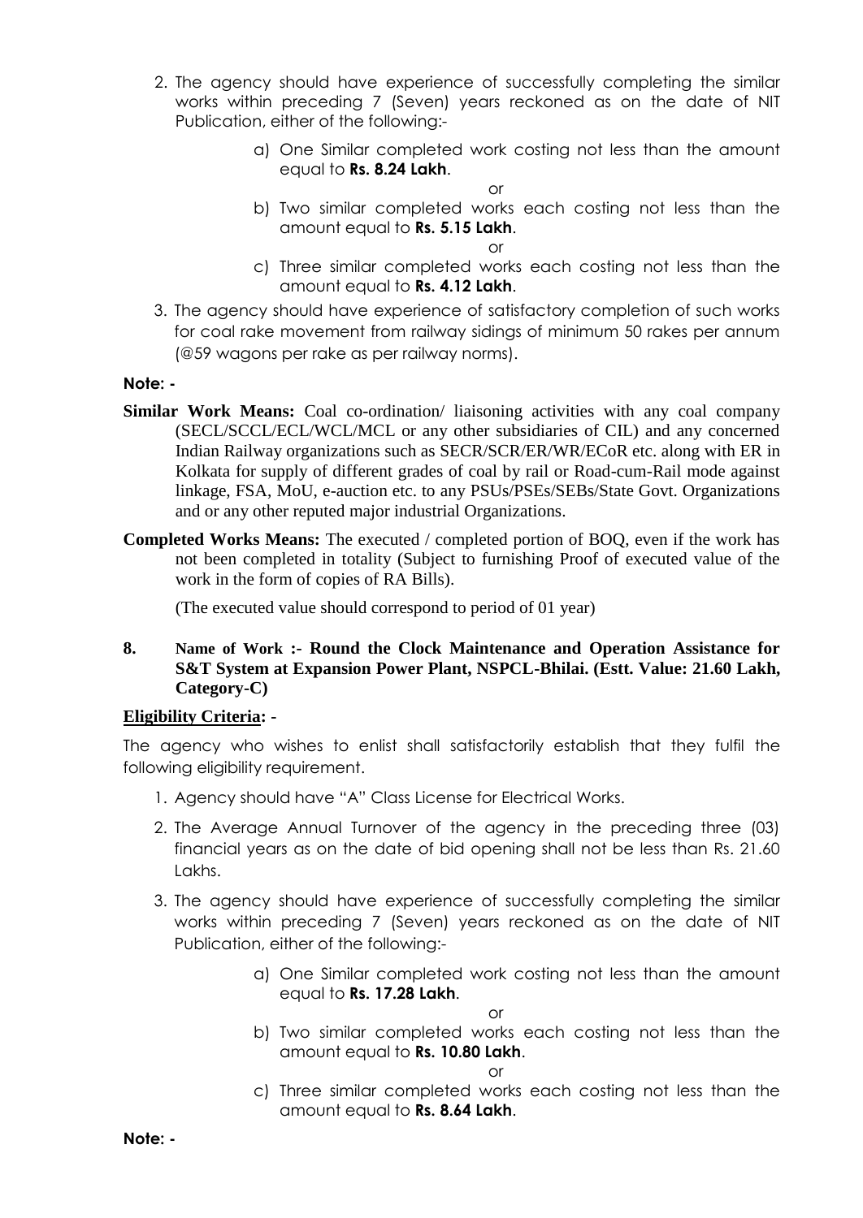2. The agency should have experience of successfully completing the similar works within preceding 7 (Seven) years reckoned as on the date of NIT Publication, either of the following:-

   a) One Similar completed work costing not less than the amount equal to **Rs. 8.24 Lakh**.

   or

   b) Two similar completed works each costing not less than the amount equal to **Rs. 5.15 Lakh**.

   or

   c) Three similar completed works each costing not less than the amount equal to **Rs. 4.12 Lakh**.

3. The agency should have experience of satisfactory completion of such works for coal rake movement from railway sidings of minimum 50 rakes per annum (@59 wagons per rake as per railway norms).

**Note: -**

**Similar Work Means:** Coal co-ordination/ liaisoning activities with any coal company (SECL/SCCL/ECL/WCL/MCL or any other subsidiaries of CIL) and any concerned Indian Railway organizations such as SECR/SCR/ER/WR/ECoR etc. along with ER in Kolkata for supply of different grades of coal by rail or Road-cum-Rail mode against linkage, FSA, MoU, e-auction etc. to any PSUs/PSEs/SEBs/State Govt. Organizations and or any other reputed major industrial Organizations.

**Completed Works Means:** The executed / completed portion of BOQ, even if the work has not been completed in totality (Subject to furnishing Proof of executed value of the work in the form of copies of RA Bills).

(The executed value should correspond to period of 01 year)

**8. Name of Work :- Round the Clock Maintenance and Operation Assistance for S&T System at Expansion Power Plant, NSPCL-Bhilai. (Estt. Value: 21.60 Lakh, Category-C)**

**<u>Eligibility Criteria</u>: -**

The agency who wishes to enlist shall satisfactorily establish that they fulfil the following eligibility requirement.

1. Agency should have "A" Class License for Electrical Works.

2. The Average Annual Turnover of the agency in the preceding three (03) financial years as on the date of bid opening shall not be less than Rs. 21.60 Lakhs.

3. The agency should have experience of successfully completing the similar works within preceding 7 (Seven) years reckoned as on the date of NIT Publication, either of the following:-

   a) One Similar completed work costing not less than the amount equal to **Rs. 17.28 Lakh**.

   or

   b) Two similar completed works each costing not less than the amount equal to **Rs. 10.80 Lakh**.

   or

   c) Three similar completed works each costing not less than the amount equal to **Rs. 8.64 Lakh**.

**Note: -**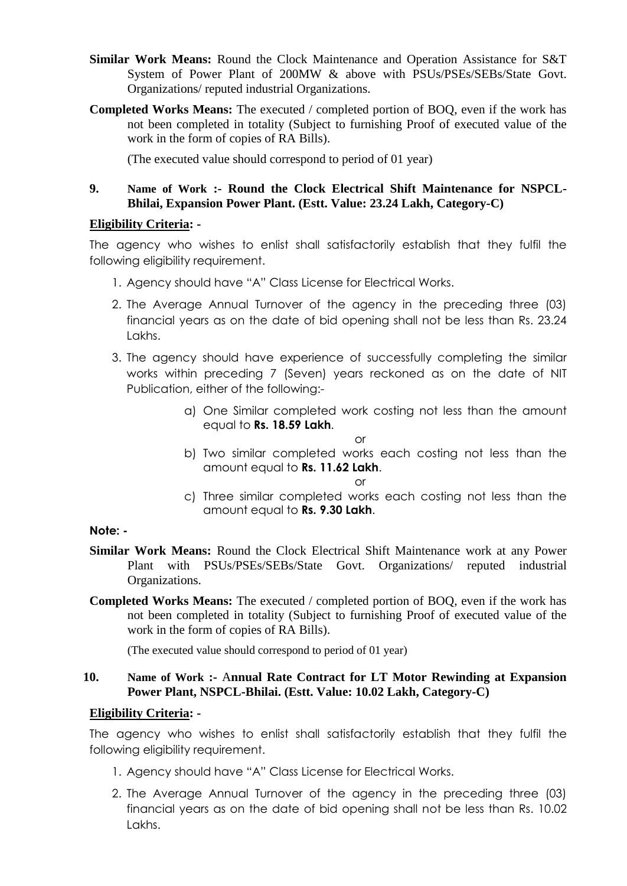**Similar Work Means:** Round the Clock Maintenance and Operation Assistance for S&T System of Power Plant of 200MW & above with PSUs/PSEs/SEBs/State Govt. Organizations/ reputed industrial Organizations.

**Completed Works Means:** The executed / completed portion of BOQ, even if the work has not been completed in totality (Subject to furnishing Proof of executed value of the work in the form of copies of RA Bills).

(The executed value should correspond to period of 01 year)

**9. Name of Work :- Round the Clock Electrical Shift Maintenance for NSPCL-Bhilai, Expansion Power Plant. (Estt. Value: 23.24 Lakh, Category-C)**

**Eligibility Criteria: -**

The agency who wishes to enlist shall satisfactorily establish that they fulfil the following eligibility requirement.

1. Agency should have "A" Class License for Electrical Works.
2. The Average Annual Turnover of the agency in the preceding three (03) financial years as on the date of bid opening shall not be less than Rs. 23.24 Lakhs.
3. The agency should have experience of successfully completing the similar works within preceding 7 (Seven) years reckoned as on the date of NIT Publication, either of the following:-
    a) One Similar completed work costing not less than the amount equal to **Rs. 18.59 Lakh**.

       or

    b) Two similar completed works each costing not less than the amount equal to **Rs. 11.62 Lakh**.

       or

    c) Three similar completed works each costing not less than the amount equal to **Rs. 9.30 Lakh**.

**Note: -**

**Similar Work Means:** Round the Clock Electrical Shift Maintenance work at any Power Plant with PSUs/PSEs/SEBs/State Govt. Organizations/ reputed industrial Organizations.

**Completed Works Means:** The executed / completed portion of BOQ, even if the work has not been completed in totality (Subject to furnishing Proof of executed value of the work in the form of copies of RA Bills).

(The executed value should correspond to period of 01 year)

**10. Name of Work :- Annual Rate Contract for LT Motor Rewinding at Expansion Power Plant, NSPCL-Bhilai. (Estt. Value: 10.02 Lakh, Category-C)**

**Eligibility Criteria: -**

The agency who wishes to enlist shall satisfactorily establish that they fulfil the following eligibility requirement.

1. Agency should have "A" Class License for Electrical Works.
2. The Average Annual Turnover of the agency in the preceding three (03) financial years as on the date of bid opening shall not be less than Rs. 10.02 Lakhs.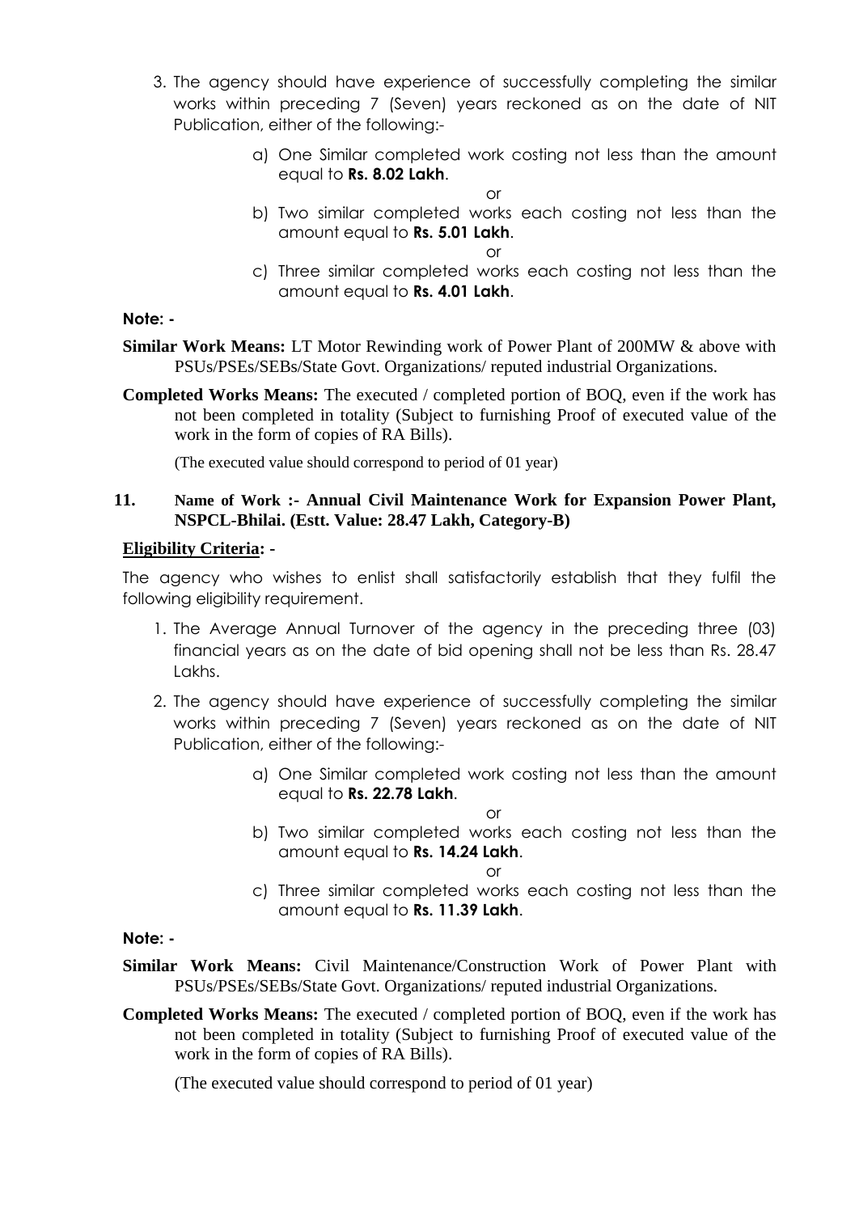3. The agency should have experience of successfully completing the similar works within preceding 7 (Seven) years reckoned as on the date of NIT Publication, either of the following:-

   a) One Similar completed work costing not less than the amount equal to **Rs. 8.02 Lakh**.

   or

   b) Two similar completed works each costing not less than the amount equal to **Rs. 5.01 Lakh**.

   or

   c) Three similar completed works each costing not less than the amount equal to **Rs. 4.01 Lakh**.

**Note: -**

**Similar Work Means:** LT Motor Rewinding work of Power Plant of 200MW & above with PSUs/PSEs/SEBs/State Govt. Organizations/ reputed industrial Organizations.

**Completed Works Means:** The executed / completed portion of BOQ, even if the work has not been completed in totality (Subject to furnishing Proof of executed value of the work in the form of copies of RA Bills).

(The executed value should correspond to period of 01 year)

**11. Name of Work :- Annual Civil Maintenance Work for Expansion Power Plant, NSPCL-Bhilai. (Estt. Value: 28.47 Lakh, Category-B)**

**Eligibility Criteria: -**

The agency who wishes to enlist shall satisfactorily establish that they fulfil the following eligibility requirement.

1. The Average Annual Turnover of the agency in the preceding three (03) financial years as on the date of bid opening shall not be less than Rs. 28.47 Lakhs.

2. The agency should have experience of successfully completing the similar works within preceding 7 (Seven) years reckoned as on the date of NIT Publication, either of the following:-

   a) One Similar completed work costing not less than the amount equal to **Rs. 22.78 Lakh**.

   or

   b) Two similar completed works each costing not less than the amount equal to **Rs. 14.24 Lakh**.

   or

   c) Three similar completed works each costing not less than the amount equal to **Rs. 11.39 Lakh**.

**Note: -**

**Similar Work Means:** Civil Maintenance/Construction Work of Power Plant with PSUs/PSEs/SEBs/State Govt. Organizations/ reputed industrial Organizations.

**Completed Works Means:** The executed / completed portion of BOQ, even if the work has not been completed in totality (Subject to furnishing Proof of executed value of the work in the form of copies of RA Bills).

(The executed value should correspond to period of 01 year)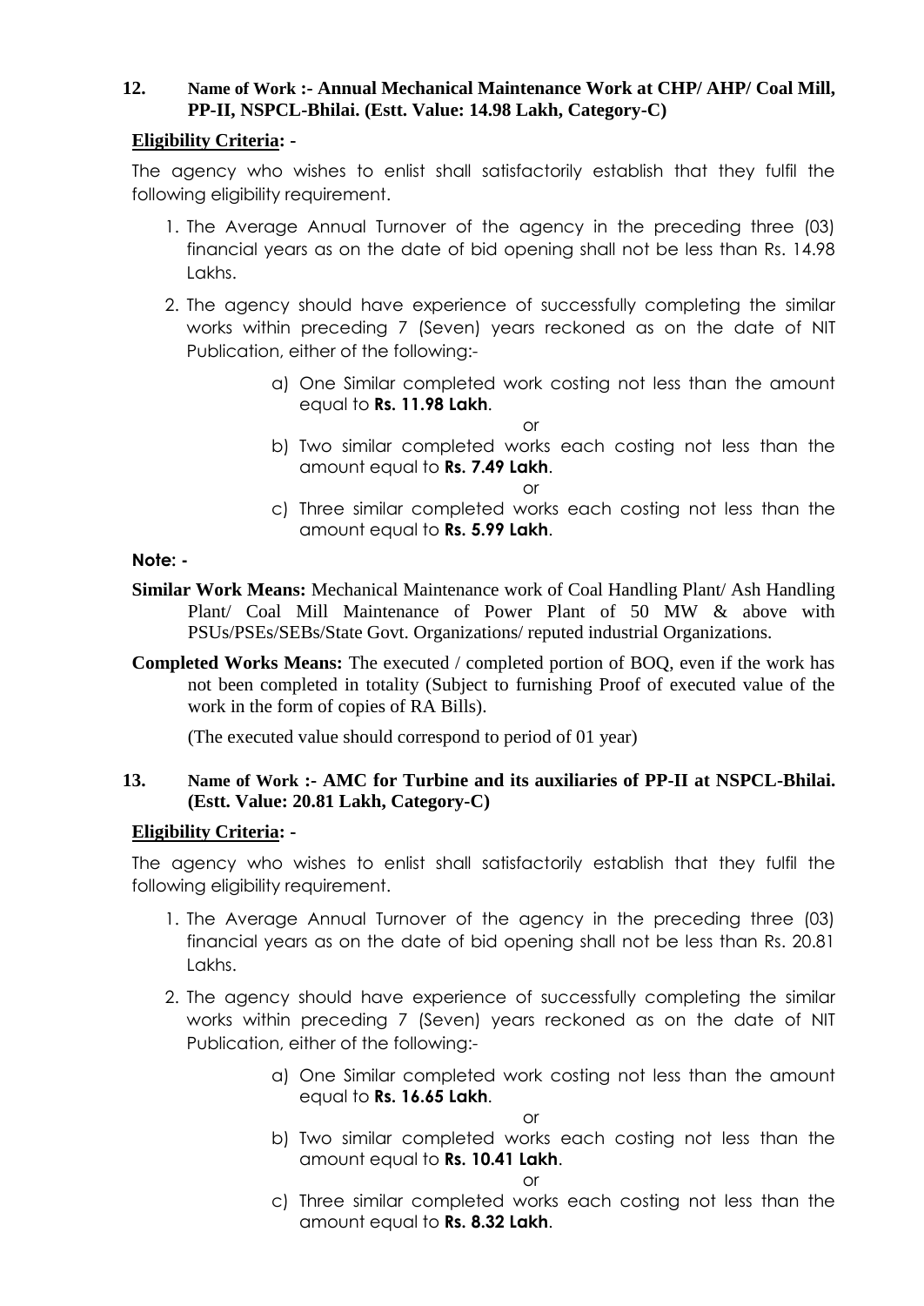**12. Name of Work :- Annual Mechanical Maintenance Work at CHP/ AHP/ Coal Mill, PP-II, NSPCL-Bhilai. (Estt. Value: 14.98 Lakh, Category-C)**

**Eligibility Criteria:** -

The agency who wishes to enlist shall satisfactorily establish that they fulfil the following eligibility requirement.

1. The Average Annual Turnover of the agency in the preceding three (03) financial years as on the date of bid opening shall not be less than Rs. 14.98 Lakhs.

2. The agency should have experience of successfully completing the similar works within preceding 7 (Seven) years reckoned as on the date of NIT Publication, either of the following:-

   a) One Similar completed work costing not less than the amount equal to **Rs. 11.98 Lakh**.

   or

   b) Two similar completed works each costing not less than the amount equal to **Rs. 7.49 Lakh**.

   or

   c) Three similar completed works each costing not less than the amount equal to **Rs. 5.99 Lakh**.

**Note: -**

**Similar Work Means:** Mechanical Maintenance work of Coal Handling Plant/ Ash Handling Plant/ Coal Mill Maintenance of Power Plant of 50 MW & above with PSUs/PSEs/SEBs/State Govt. Organizations/ reputed industrial Organizations.

**Completed Works Means:** The executed / completed portion of BOQ, even if the work has not been completed in totality (Subject to furnishing Proof of executed value of the work in the form of copies of RA Bills).

(The executed value should correspond to period of 01 year)

**13. Name of Work :- AMC for Turbine and its auxiliaries of PP-II at NSPCL-Bhilai. (Estt. Value: 20.81 Lakh, Category-C)**

**Eligibility Criteria:** -

The agency who wishes to enlist shall satisfactorily establish that they fulfil the following eligibility requirement.

1. The Average Annual Turnover of the agency in the preceding three (03) financial years as on the date of bid opening shall not be less than Rs. 20.81 Lakhs.

2. The agency should have experience of successfully completing the similar works within preceding 7 (Seven) years reckoned as on the date of NIT Publication, either of the following:-

   a) One Similar completed work costing not less than the amount equal to **Rs. 16.65 Lakh**.

   or

   b) Two similar completed works each costing not less than the amount equal to **Rs. 10.41 Lakh**.

   or

   c) Three similar completed works each costing not less than the amount equal to **Rs. 8.32 Lakh**.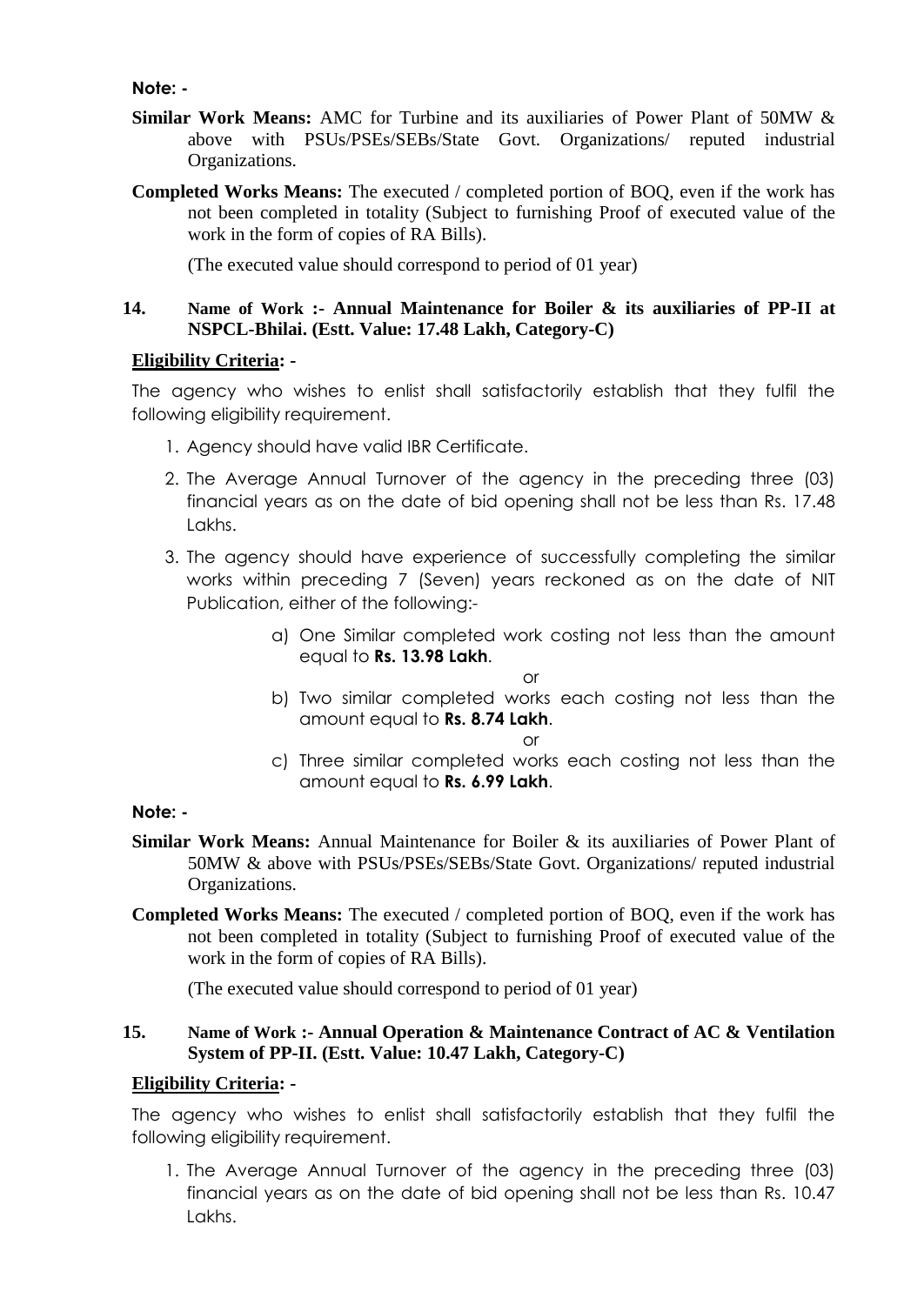**Note: -**

**Similar Work Means:** AMC for Turbine and its auxiliaries of Power Plant of 50MW & above with PSUs/PSEs/SEBs/State Govt. Organizations/ reputed industrial Organizations.

**Completed Works Means:** The executed / completed portion of BOQ, even if the work has not been completed in totality (Subject to furnishing Proof of executed value of the work in the form of copies of RA Bills).

(The executed value should correspond to period of 01 year)

**14. Name of Work :- Annual Maintenance for Boiler & its auxiliaries of PP-II at NSPCL-Bhilai. (Estt. Value: 17.48 Lakh, Category-C)**

**Eligibility Criteria: -**

The agency who wishes to enlist shall satisfactorily establish that they fulfil the following eligibility requirement.

1. Agency should have valid IBR Certificate.
2. The Average Annual Turnover of the agency in the preceding three (03) financial years as on the date of bid opening shall not be less than Rs. 17.48 Lakhs.
3. The agency should have experience of successfully completing the similar works within preceding 7 (Seven) years reckoned as on the date of NIT Publication, either of the following:-

   a) One Similar completed work costing not less than the amount equal to **Rs. 13.98 Lakh**.

   or

   b) Two similar completed works each costing not less than the amount equal to **Rs. 8.74 Lakh**.

   or

   c) Three similar completed works each costing not less than the amount equal to **Rs. 6.99 Lakh**.

**Note: -**

**Similar Work Means:** Annual Maintenance for Boiler & its auxiliaries of Power Plant of 50MW & above with PSUs/PSEs/SEBs/State Govt. Organizations/ reputed industrial Organizations.

**Completed Works Means:** The executed / completed portion of BOQ, even if the work has not been completed in totality (Subject to furnishing Proof of executed value of the work in the form of copies of RA Bills).

(The executed value should correspond to period of 01 year)

**15. Name of Work :- Annual Operation & Maintenance Contract of AC & Ventilation System of PP-II. (Estt. Value: 10.47 Lakh, Category-C)**

**Eligibility Criteria: -**

The agency who wishes to enlist shall satisfactorily establish that they fulfil the following eligibility requirement.

1. The Average Annual Turnover of the agency in the preceding three (03) financial years as on the date of bid opening shall not be less than Rs. 10.47 Lakhs.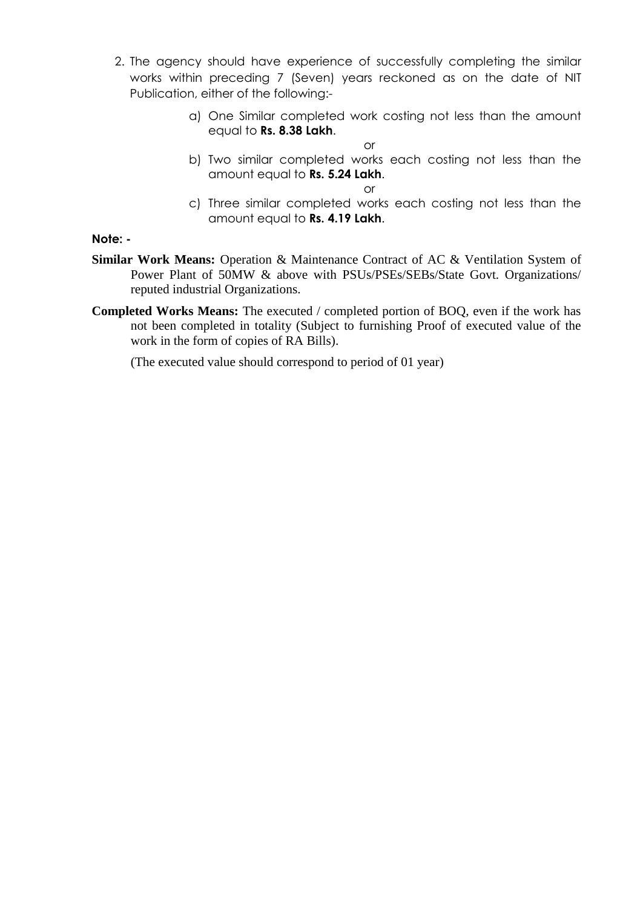2. The agency should have experience of successfully completing the similar works within preceding 7 (Seven) years reckoned as on the date of NIT Publication, either of the following:-

    a) One Similar completed work costing not less than the amount equal to **Rs. 8.38 Lakh**.

    or

    b) Two similar completed works each costing not less than the amount equal to **Rs. 5.24 Lakh**.

    or

    c) Three similar completed works each costing not less than the amount equal to **Rs. 4.19 Lakh**.

**Note: -**

**Similar Work Means:** Operation & Maintenance Contract of AC & Ventilation System of Power Plant of 50MW & above with PSUs/PSEs/SEBs/State Govt. Organizations/ reputed industrial Organizations.

**Completed Works Means:** The executed / completed portion of BOQ, even if the work has not been completed in totality (Subject to furnishing Proof of executed value of the work in the form of copies of RA Bills).

(The executed value should correspond to period of 01 year)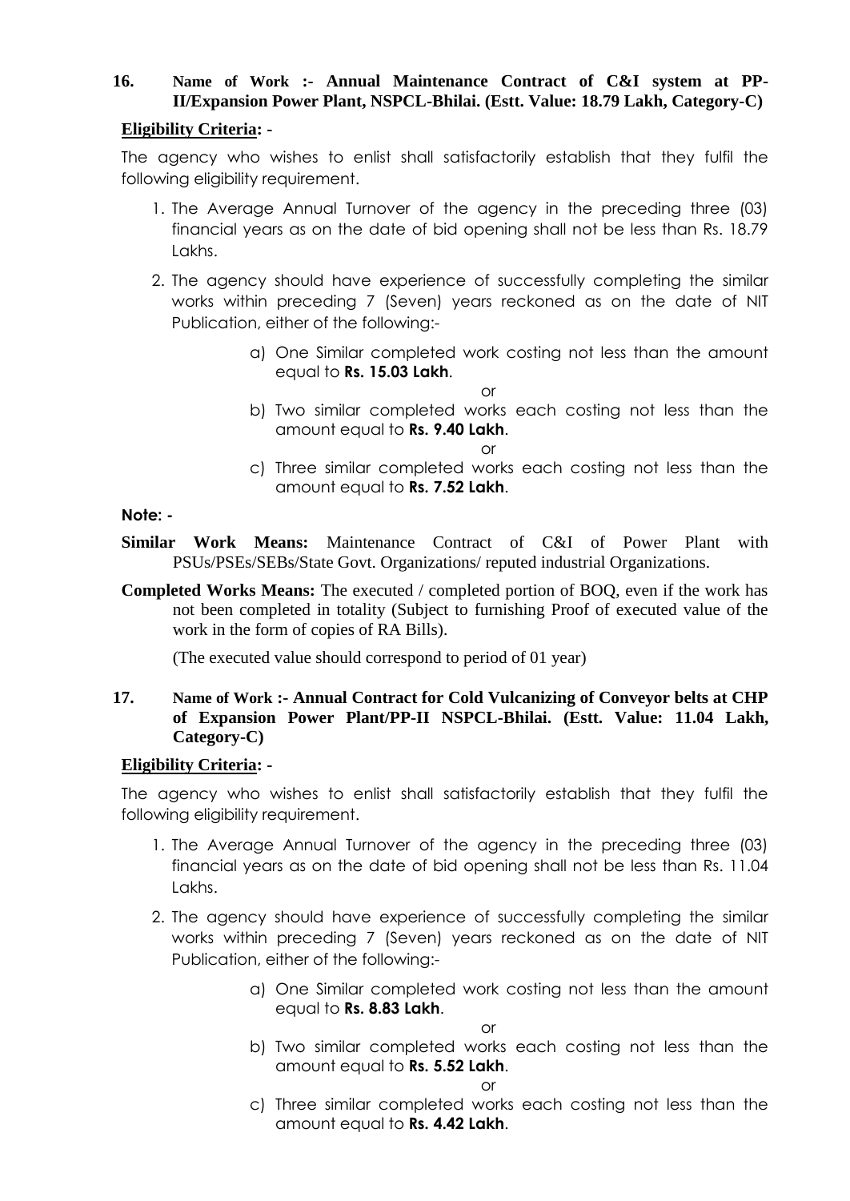**16. Name of Work :- Annual Maintenance Contract of C&I system at PP-II/Expansion Power Plant, NSPCL-Bhilai. (Estt. Value: 18.79 Lakh, Category-C)**

**Eligibility Criteria: -**

The agency who wishes to enlist shall satisfactorily establish that they fulfil the following eligibility requirement.

1. The Average Annual Turnover of the agency in the preceding three (03) financial years as on the date of bid opening shall not be less than Rs. 18.79 Lakhs.
2. The agency should have experience of successfully completing the similar works within preceding 7 (Seven) years reckoned as on the date of NIT Publication, either of the following:-
   a) One Similar completed work costing not less than the amount equal to **Rs. 15.03 Lakh**.
   
   or
   
   b) Two similar completed works each costing not less than the amount equal to **Rs. 9.40 Lakh**.
   
   or
   
   c) Three similar completed works each costing not less than the amount equal to **Rs. 7.52 Lakh**.

**Note: -**

**Similar Work Means:** Maintenance Contract of C&I of Power Plant with PSUs/PSEs/SEBs/State Govt. Organizations/ reputed industrial Organizations.

**Completed Works Means:** The executed / completed portion of BOQ, even if the work has not been completed in totality (Subject to furnishing Proof of executed value of the work in the form of copies of RA Bills).

(The executed value should correspond to period of 01 year)

**17. Name of Work :- Annual Contract for Cold Vulcanizing of Conveyor belts at CHP of Expansion Power Plant/PP-II NSPCL-Bhilai. (Estt. Value: 11.04 Lakh, Category-C)**

**Eligibility Criteria: -**

The agency who wishes to enlist shall satisfactorily establish that they fulfil the following eligibility requirement.

1. The Average Annual Turnover of the agency in the preceding three (03) financial years as on the date of bid opening shall not be less than Rs. 11.04 Lakhs.
2. The agency should have experience of successfully completing the similar works within preceding 7 (Seven) years reckoned as on the date of NIT Publication, either of the following:-
   a) One Similar completed work costing not less than the amount equal to **Rs. 8.83 Lakh**.
   
   or
   
   b) Two similar completed works each costing not less than the amount equal to **Rs. 5.52 Lakh**.
   
   or
   
   c) Three similar completed works each costing not less than the amount equal to **Rs. 4.42 Lakh**.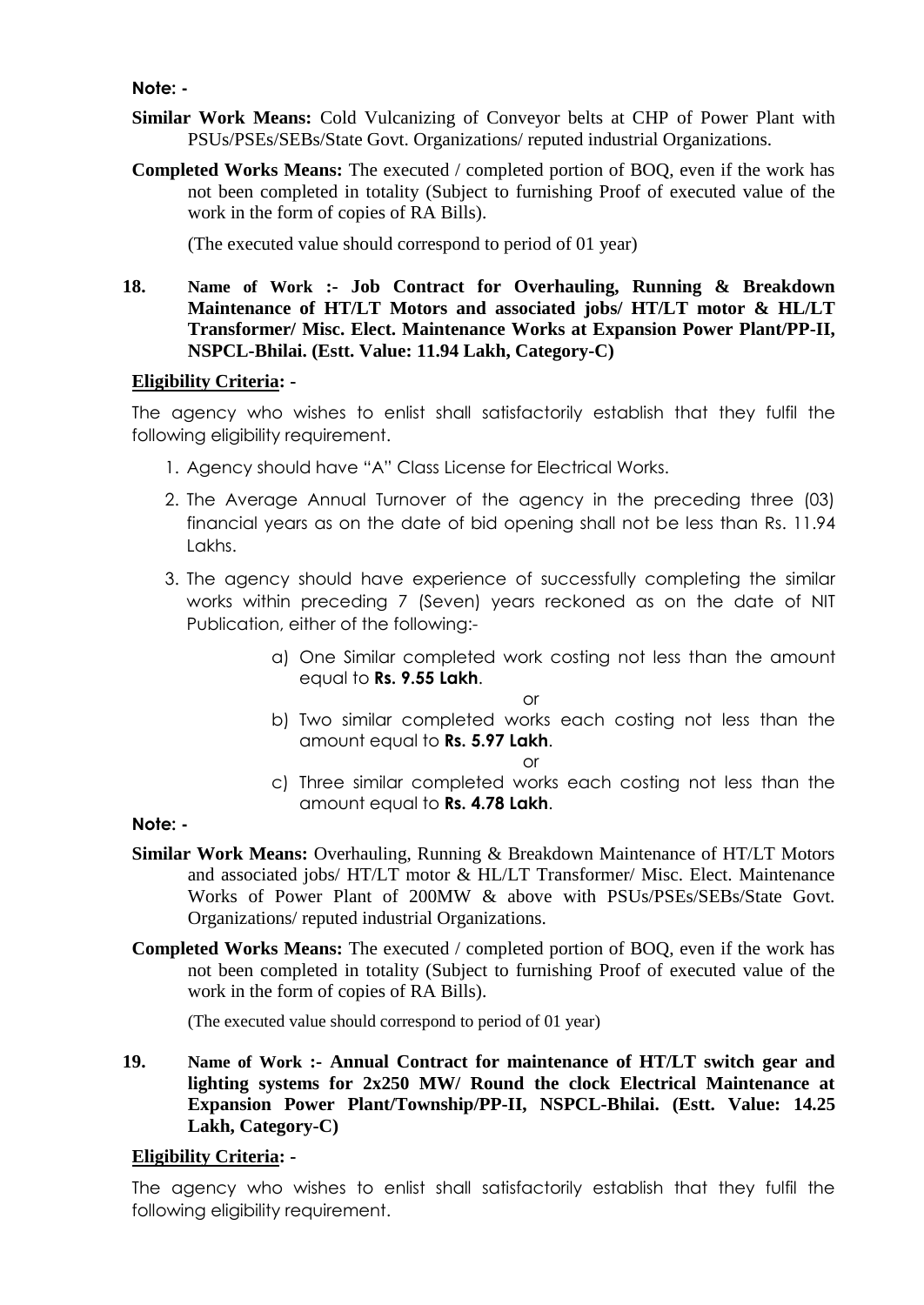**Note: -**

**Similar Work Means:** Cold Vulcanizing of Conveyor belts at CHP of Power Plant with PSUs/PSEs/SEBs/State Govt. Organizations/ reputed industrial Organizations.

**Completed Works Means:** The executed / completed portion of BOQ, even if the work has not been completed in totality (Subject to furnishing Proof of executed value of the work in the form of copies of RA Bills).

(The executed value should correspond to period of 01 year)

**18. Name of Work :- Job Contract for Overhauling, Running & Breakdown Maintenance of HT/LT Motors and associated jobs/ HT/LT motor & HL/LT Transformer/ Misc. Elect. Maintenance Works at Expansion Power Plant/PP-II, NSPCL-Bhilai. (Estt. Value: 11.94 Lakh, Category-C)**

**Eligibility Criteria: -**

The agency who wishes to enlist shall satisfactorily establish that they fulfil the following eligibility requirement.

1. Agency should have "A" Class License for Electrical Works.
2. The Average Annual Turnover of the agency in the preceding three (03) financial years as on the date of bid opening shall not be less than Rs. 11.94 Lakhs.
3. The agency should have experience of successfully completing the similar works within preceding 7 (Seven) years reckoned as on the date of NIT Publication, either of the following:-

   a) One Similar completed work costing not less than the amount equal to **Rs. 9.55 Lakh**.

   or

   b) Two similar completed works each costing not less than the amount equal to **Rs. 5.97 Lakh**.

   or

   c) Three similar completed works each costing not less than the amount equal to **Rs. 4.78 Lakh**.

**Note: -**

**Similar Work Means:** Overhauling, Running & Breakdown Maintenance of HT/LT Motors and associated jobs/ HT/LT motor & HL/LT Transformer/ Misc. Elect. Maintenance Works of Power Plant of 200MW & above with PSUs/PSEs/SEBs/State Govt. Organizations/ reputed industrial Organizations.

**Completed Works Means:** The executed / completed portion of BOQ, even if the work has not been completed in totality (Subject to furnishing Proof of executed value of the work in the form of copies of RA Bills).

(The executed value should correspond to period of 01 year)

**19. Name of Work :- Annual Contract for maintenance of HT/LT switch gear and lighting systems for 2x250 MW/ Round the clock Electrical Maintenance at Expansion Power Plant/Township/PP-II, NSPCL-Bhilai. (Estt. Value: 14.25 Lakh, Category-C)**

**Eligibility Criteria: -**

The agency who wishes to enlist shall satisfactorily establish that they fulfil the following eligibility requirement.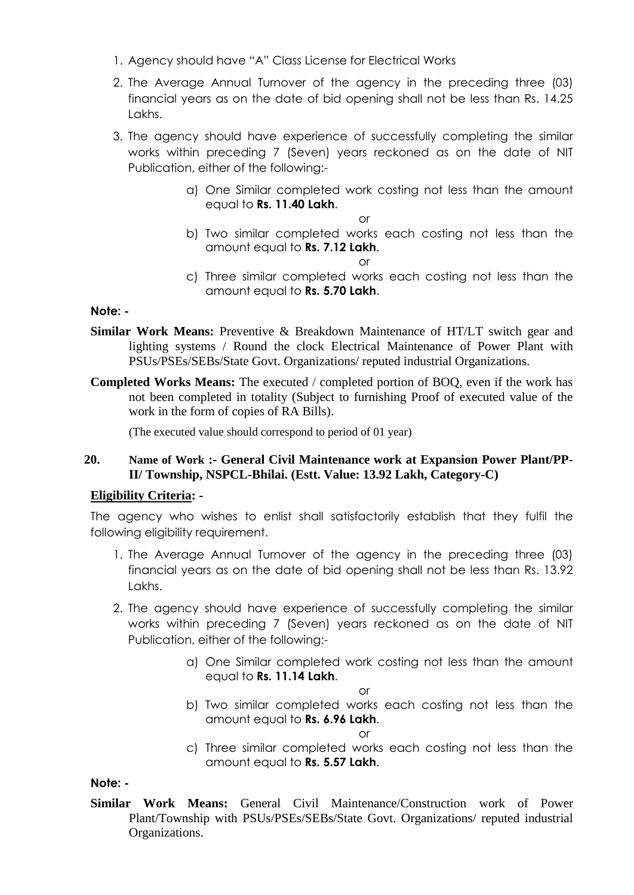1. Agency should have "A" Class License for Electrical Works
2. The Average Annual Turnover of the agency in the preceding three (03) financial years as on the date of bid opening shall not be less than Rs. 14.25 Lakhs.
3. The agency should have experience of successfully completing the similar works within preceding 7 (Seven) years reckoned as on the date of NIT Publication, either of the following:-

   a) One Similar completed work costing not less than the amount equal to **Rs. 11.40 Lakh**.

   or

   b) Two similar completed works each costing not less than the amount equal to **Rs. 7.12 Lakh**.

   or

   c) Three similar completed works each costing not less than the amount equal to **Rs. 5.70 Lakh**.

**Note: -**

**Similar Work Means:** Preventive & Breakdown Maintenance of HT/LT switch gear and lighting systems / Round the clock Electrical Maintenance of Power Plant with PSUs/PSEs/SEBs/State Govt. Organizations/ reputed industrial Organizations.

**Completed Works Means:** The executed / completed portion of BOQ, even if the work has not been completed in totality (Subject to furnishing Proof of executed value of the work in the form of copies of RA Bills).

(The executed value should correspond to period of 01 year)

**20. Name of Work :- General Civil Maintenance work at Expansion Power Plant/PP-II/ Township, NSPCL-Bhilai. (Estt. Value: 13.92 Lakh, Category-C)**

**Eligibility Criteria: -**

The agency who wishes to enlist shall satisfactorily establish that they fulfil the following eligibility requirement.

1. The Average Annual Turnover of the agency in the preceding three (03) financial years as on the date of bid opening shall not be less than Rs. 13.92 Lakhs.
2. The agency should have experience of successfully completing the similar works within preceding 7 (Seven) years reckoned as on the date of NIT Publication, either of the following:-

   a) One Similar completed work costing not less than the amount equal to **Rs. 11.14 Lakh**.

   or

   b) Two similar completed works each costing not less than the amount equal to **Rs. 6.96 Lakh**.

   or

   c) Three similar completed works each costing not less than the amount equal to **Rs. 5.57 Lakh**.

**Note: -**

**Similar Work Means:** General Civil Maintenance/Construction work of Power Plant/Township with PSUs/PSEs/SEBs/State Govt. Organizations/ reputed industrial Organizations.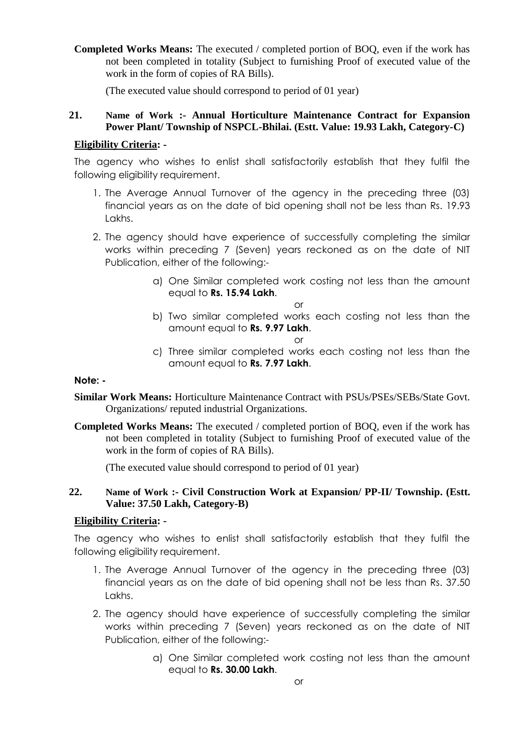**Completed Works Means:** The executed / completed portion of BOQ, even if the work has not been completed in totality (Subject to furnishing Proof of executed value of the work in the form of copies of RA Bills).

(The executed value should correspond to period of 01 year)

**21. Name of Work :- Annual Horticulture Maintenance Contract for Expansion Power Plant/ Township of NSPCL-Bhilai. (Estt. Value: 19.93 Lakh, Category-C)**

**Eligibility Criteria: -**

The agency who wishes to enlist shall satisfactorily establish that they fulfil the following eligibility requirement.

1. The Average Annual Turnover of the agency in the preceding three (03) financial years as on the date of bid opening shall not be less than Rs. 19.93 Lakhs.
2. The agency should have experience of successfully completing the similar works within preceding 7 (Seven) years reckoned as on the date of NIT Publication, either of the following:-
   a) One Similar completed work costing not less than the amount equal to **Rs. 15.94 Lakh**.

   or

   b) Two similar completed works each costing not less than the amount equal to **Rs. 9.97 Lakh**.

   or

   c) Three similar completed works each costing not less than the amount equal to **Rs. 7.97 Lakh**.

**Note: -**

**Similar Work Means:** Horticulture Maintenance Contract with PSUs/PSEs/SEBs/State Govt. Organizations/ reputed industrial Organizations.

**Completed Works Means:** The executed / completed portion of BOQ, even if the work has not been completed in totality (Subject to furnishing Proof of executed value of the work in the form of copies of RA Bills).

(The executed value should correspond to period of 01 year)

**22. Name of Work :- Civil Construction Work at Expansion/ PP-II/ Township. (Estt. Value: 37.50 Lakh, Category-B)**

**Eligibility Criteria: -**

The agency who wishes to enlist shall satisfactorily establish that they fulfil the following eligibility requirement.

1. The Average Annual Turnover of the agency in the preceding three (03) financial years as on the date of bid opening shall not be less than Rs. 37.50 Lakhs.
2. The agency should have experience of successfully completing the similar works within preceding 7 (Seven) years reckoned as on the date of NIT Publication, either of the following:-
   a) One Similar completed work costing not less than the amount equal to **Rs. 30.00 Lakh**.

   or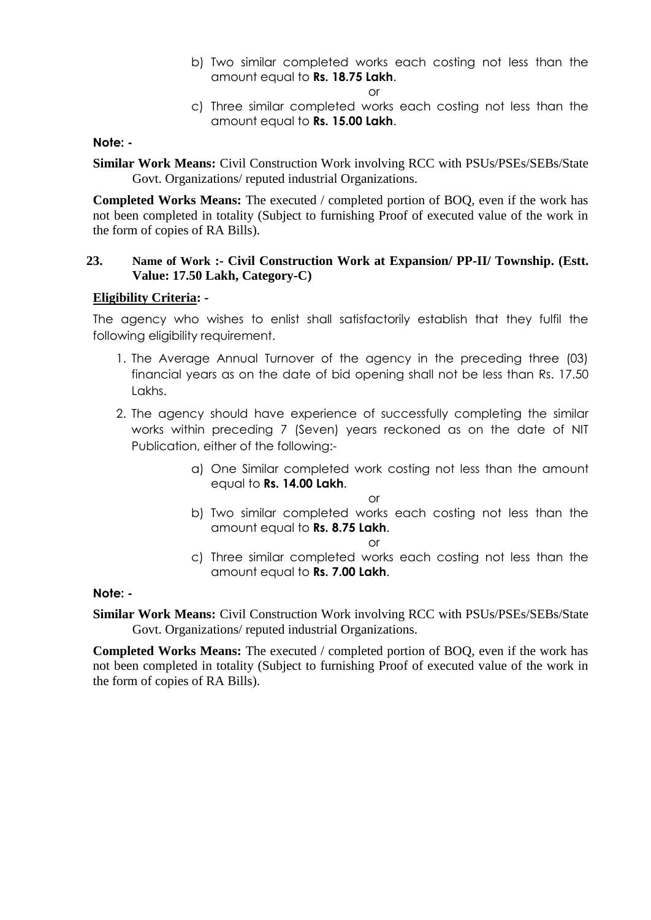b) Two similar completed works each costing not less than the amount equal to **Rs. 18.75 Lakh**.

or

c) Three similar completed works each costing not less than the amount equal to **Rs. 15.00 Lakh**.

**Note: -**

**Similar Work Means:** Civil Construction Work involving RCC with PSUs/PSEs/SEBs/State Govt. Organizations/ reputed industrial Organizations.

**Completed Works Means:** The executed / completed portion of BOQ, even if the work has not been completed in totality (Subject to furnishing Proof of executed value of the work in the form of copies of RA Bills).

**23. Name of Work :- Civil Construction Work at Expansion/ PP-II/ Township. (Estt. Value: 17.50 Lakh, Category-C)**

**Eligibility Criteria: -**

The agency who wishes to enlist shall satisfactorily establish that they fulfil the following eligibility requirement.

1. The Average Annual Turnover of the agency in the preceding three (03) financial years as on the date of bid opening shall not be less than Rs. 17.50 Lakhs.
2. The agency should have experience of successfully completing the similar works within preceding 7 (Seven) years reckoned as on the date of NIT Publication, either of the following:-

   a) One Similar completed work costing not less than the amount equal to **Rs. 14.00 Lakh**.

   or

   b) Two similar completed works each costing not less than the amount equal to **Rs. 8.75 Lakh**.

   or

   c) Three similar completed works each costing not less than the amount equal to **Rs. 7.00 Lakh**.

**Note: -**

**Similar Work Means:** Civil Construction Work involving RCC with PSUs/PSEs/SEBs/State Govt. Organizations/ reputed industrial Organizations.

**Completed Works Means:** The executed / completed portion of BOQ, even if the work has not been completed in totality (Subject to furnishing Proof of executed value of the work in the form of copies of RA Bills).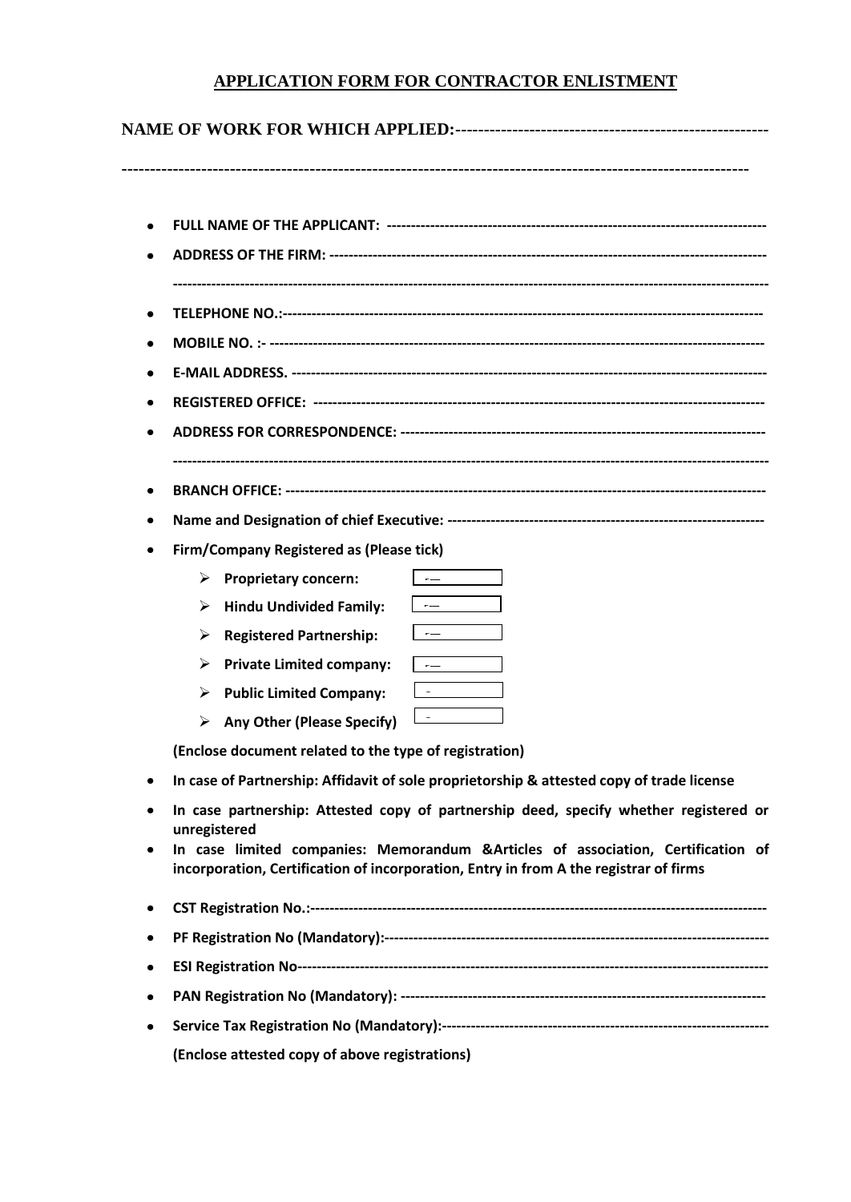# APPLICATION FORM FOR CONTRACTOR ENLISTMENT

**NAME OF WORK FOR WHICH APPLIED:-------------------------------------------------------**

**-----------------------------------------------------------------------------------------------------------**

- **FULL NAME OF THE APPLICANT: -------------------------------------------------------------------------------**
- **ADDRESS OF THE FIRM: -----------------------------------------------------------------------------------------**

  **-----------------------------------------------------------------------------------------------------------------------**
- **TELEPHONE NO.:-----------------------------------------------------------------------------------------------**
- **MOBILE NO. :- ------------------------------------------------------------------------------------------------------**
- **E-MAIL ADDRESS. ----------------------------------------------------------------------------------------------**
- **REGISTERED OFFICE: ----------------------------------------------------------------------------------------**
- **ADDRESS FOR CORRESPONDENCE: -------------------------------------------------------------------------**

  **-----------------------------------------------------------------------------------------------------------------------**
- **BRANCH OFFICE: ------------------------------------------------------------------------------------------------**
- **Name and Designation of chief Executive: ---------------------------------------------------------------**
- **Firm/Company Registered as (Please tick)**
  - **Proprietary concern:** ☐
  - **Hindu Undivided Family:** ☐
  - **Registered Partnership:** ☐
  - **Private Limited company:** ☐
  - **Public Limited Company:** ☐
  - **Any Other (Please Specify)** ☐

  **(Enclose document related to the type of registration)**
- **In case of Partnership: Affidavit of sole proprietorship & attested copy of trade license**
- **In case partnership: Attested copy of partnership deed, specify whether registered or unregistered**
- **In case limited companies: Memorandum &Articles of association, Certification of incorporation, Certification of incorporation, Entry in from A the registrar of firms**
- **CST Registration No.:------------------------------------------------------------------------------------------**
- **PF Registration No (Mandatory):--------------------------------------------------------------------------**
- **ESI Registration No-------------------------------------------------------------------------------------------**
- **PAN Registration No (Mandatory): ------------------------------------------------------------------------**
- **Service Tax Registration No (Mandatory):-----------------------------------------------------------------**

  **(Enclose attested copy of above registrations)**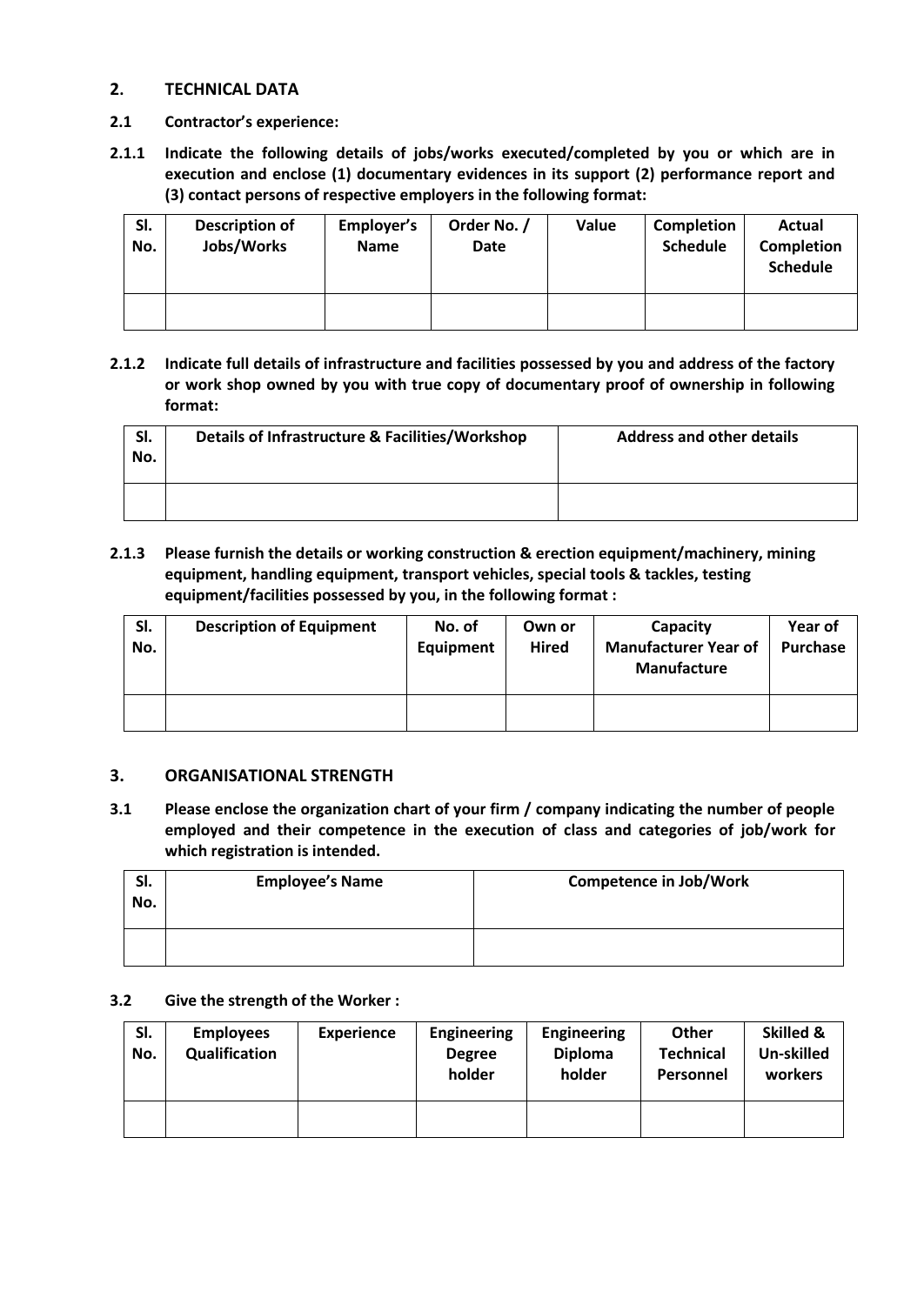## 2. TECHNICAL DATA

### 2.1 Contractor's experience:

**2.1.1 Indicate the following details of jobs/works executed/completed by you or which are in execution and enclose (1) documentary evidences in its support (2) performance report and (3) contact persons of respective employers in the following format:**

| Sl. No. | Description of Jobs/Works | Employer's Name | Order No. / Date | Value | Completion Schedule | Actual Completion Schedule |
|---|---|---|---|---|---|---|
| | | | | | | |

**2.1.2 Indicate full details of infrastructure and facilities possessed by you and address of the factory or work shop owned by you with true copy of documentary proof of ownership in following format:**

| Sl. No. | Details of Infrastructure & Facilities/Workshop | Address and other details |
|---|---|---|
| | | |

**2.1.3 Please furnish the details or working construction & erection equipment/machinery, mining equipment, handling equipment, transport vehicles, special tools & tackles, testing equipment/facilities possessed by you, in the following format :**

| Sl. No. | Description of Equipment | No. of Equipment | Own or Hired | Capacity Manufacturer Year of Manufacture | Year of Purchase |
|---|---|---|---|---|---|
| | | | | | |

## 3. ORGANISATIONAL STRENGTH

**3.1 Please enclose the organization chart of your firm / company indicating the number of people employed and their competence in the execution of class and categories of job/work for which registration is intended.**

| Sl. No. | Employee's Name | Competence in Job/Work |
|---|---|---|
| | | |

**3.2 Give the strength of the Worker :**

| Sl. No. | Employees Qualification | Experience | Engineering Degree holder | Engineering Diploma holder | Other Technical Personnel | Skilled & Un-skilled workers |
|---|---|---|---|---|---|---|
| | | | | | | |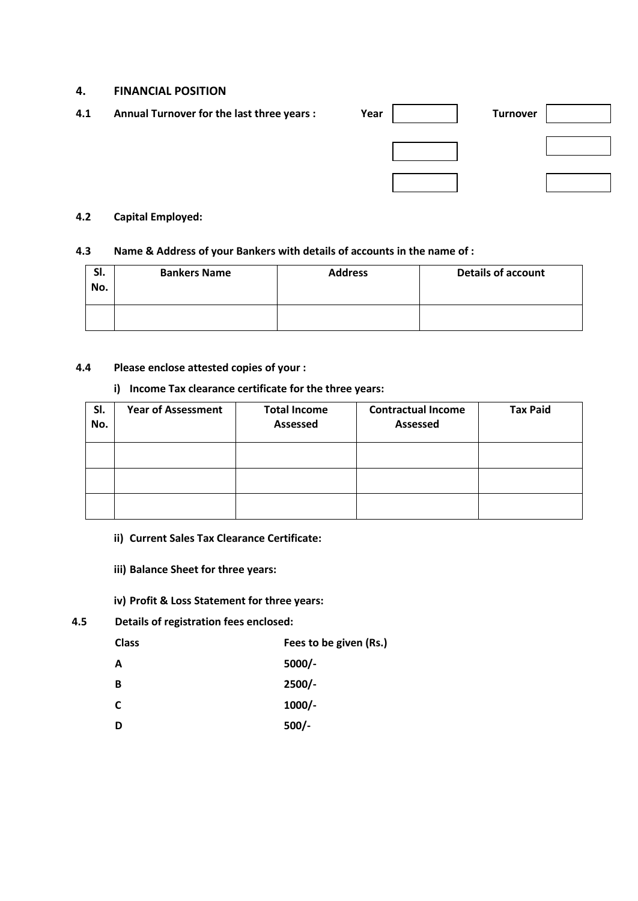## 4. FINANCIAL POSITION

**4.1 Annual Turnover for the last three years :**

| Year | Turnover |
|---|---|
| | |
| | |
| | |

**4.2 Capital Employed:**

**4.3 Name & Address of your Bankers with details of accounts in the name of :**

| Sl. No. | Bankers Name | Address | Details of account |
|---|---|---|---|
| | | | |

**4.4 Please enclose attested copies of your :**

**i) Income Tax clearance certificate for the three years:**

| Sl. No. | Year of Assessment | Total Income Assessed | Contractual Income Assessed | Tax Paid |
|---|---|---|---|---|
| | | | | |
| | | | | |
| | | | | |

**ii) Current Sales Tax Clearance Certificate:**

**iii) Balance Sheet for three years:**

**iv) Profit & Loss Statement for three years:**

**4.5 Details of registration fees enclosed:**

| Class | Fees to be given (Rs.) |
|---|---|
| A | 5000/- |
| B | 2500/- |
| C | 1000/- |
| D | 500/- |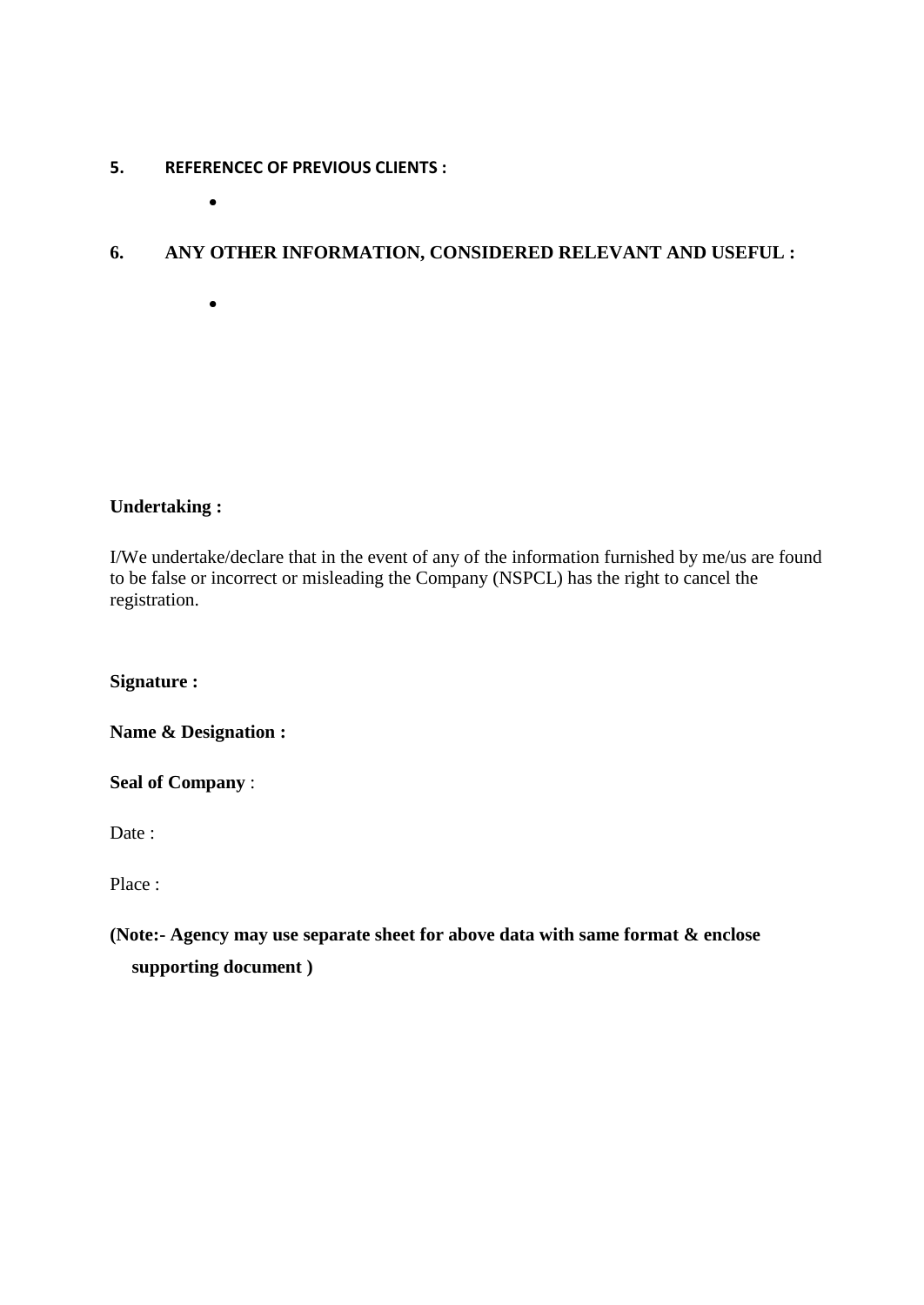**5. REFERENCEC OF PREVIOUS CLIENTS :**

- 

**6. ANY OTHER INFORMATION, CONSIDERED RELEVANT AND USEFUL :**

- 

**Undertaking :**

I/We undertake/declare that in the event of any of the information furnished by me/us are found to be false or incorrect or misleading the Company (NSPCL) has the right to cancel the registration.

**Signature :**

**Name & Designation :**

**Seal of Company** :

Date :

Place :

**(Note:- Agency may use separate sheet for above data with same format & enclose supporting document )**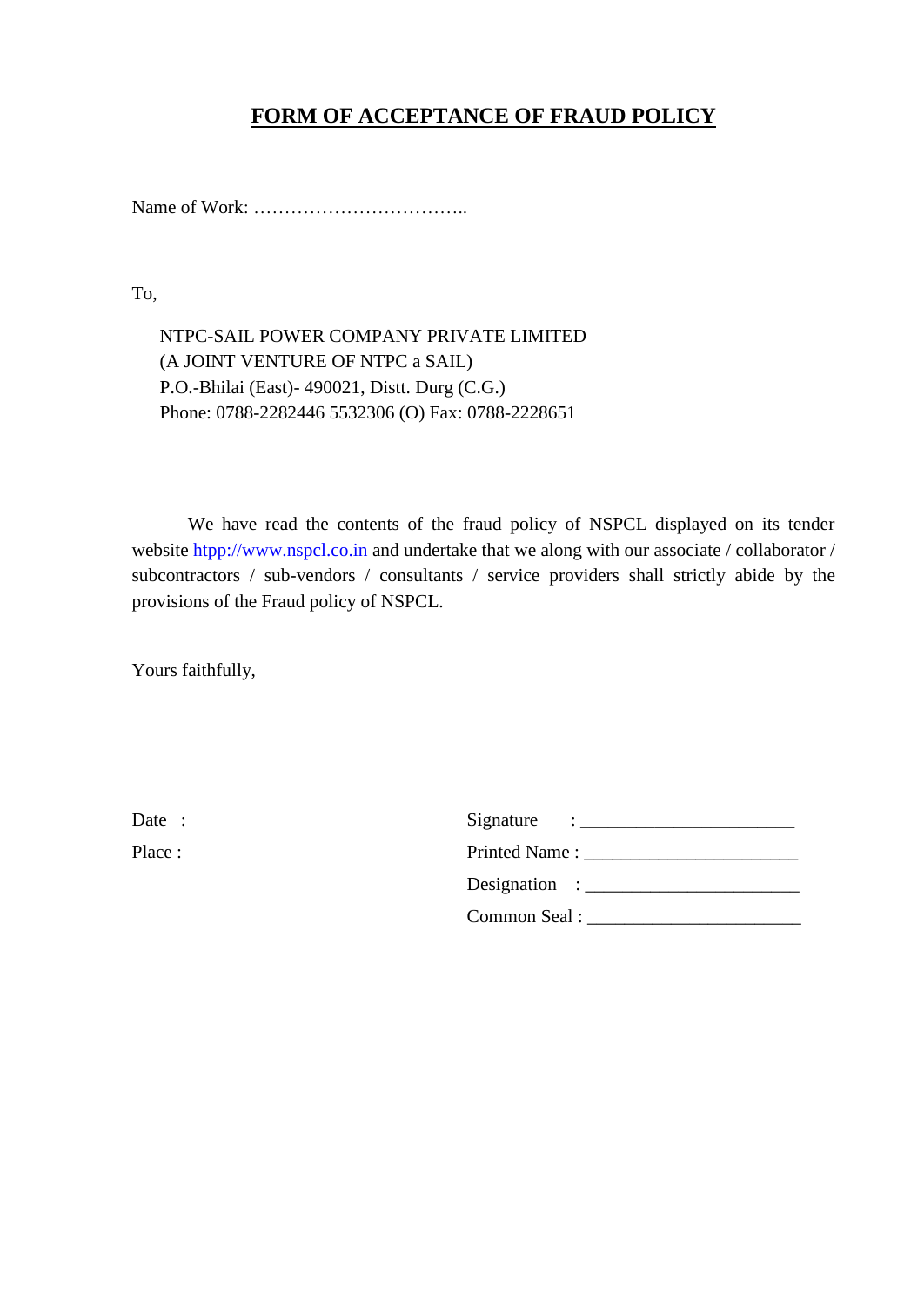# FORM OF ACCEPTANCE OF FRAUD POLICY

Name of Work: ……………………………..

To,

NTPC-SAIL POWER COMPANY PRIVATE LIMITED
(A JOINT VENTURE OF NTPC a SAIL)
P.O.-Bhilai (East)- 490021, Distt. Durg (C.G.)
Phone: 0788-2282446 5532306 (O) Fax: 0788-2228651

We have read the contents of the fraud policy of NSPCL displayed on its tender website htpp://www.nspcl.co.in and undertake that we along with our associate / collaborator / subcontractors / sub-vendors / consultants / service providers shall strictly abide by the provisions of the Fraud policy of NSPCL.

Yours faithfully,

Date :

Place :

Signature : ______________________

Printed Name : ______________________

Designation : ______________________

Common Seal : ______________________